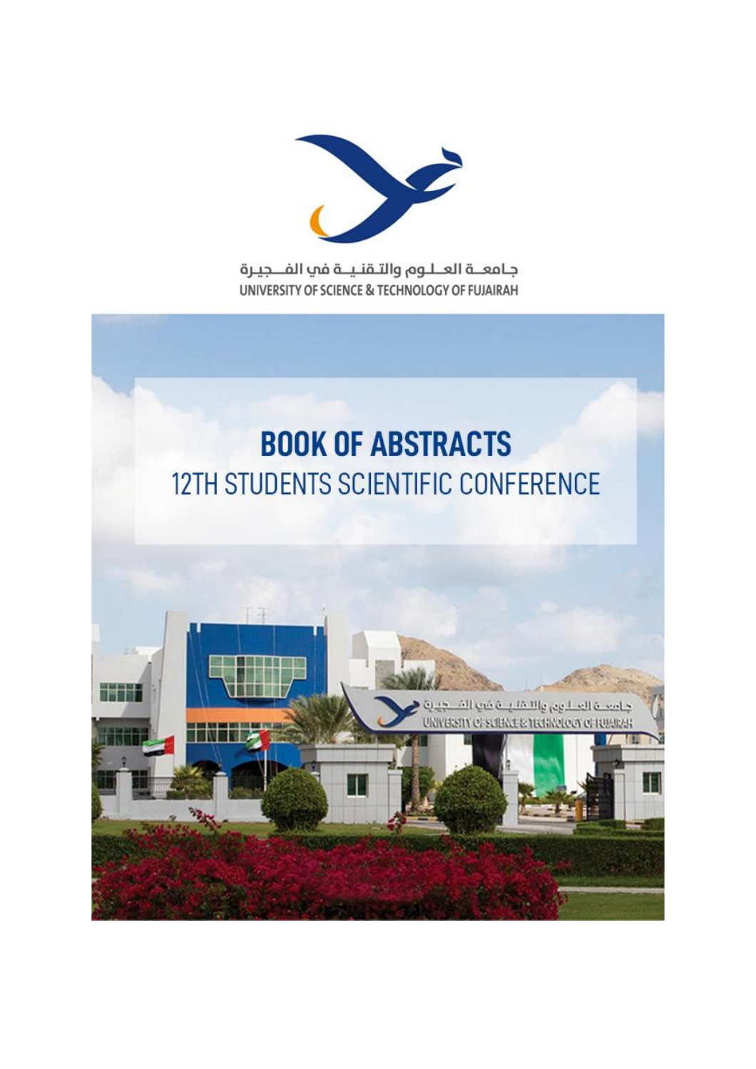جـامعــة العــلـوم والتـقـنيــة في الفـــجـيـرة

UNIVERSITY OF SCIENCE & TECHNOLOGY OF FUJAIRAH

# BOOK OF ABSTRACTS

## 12TH STUDENTS SCIENTIFIC CONFERENCE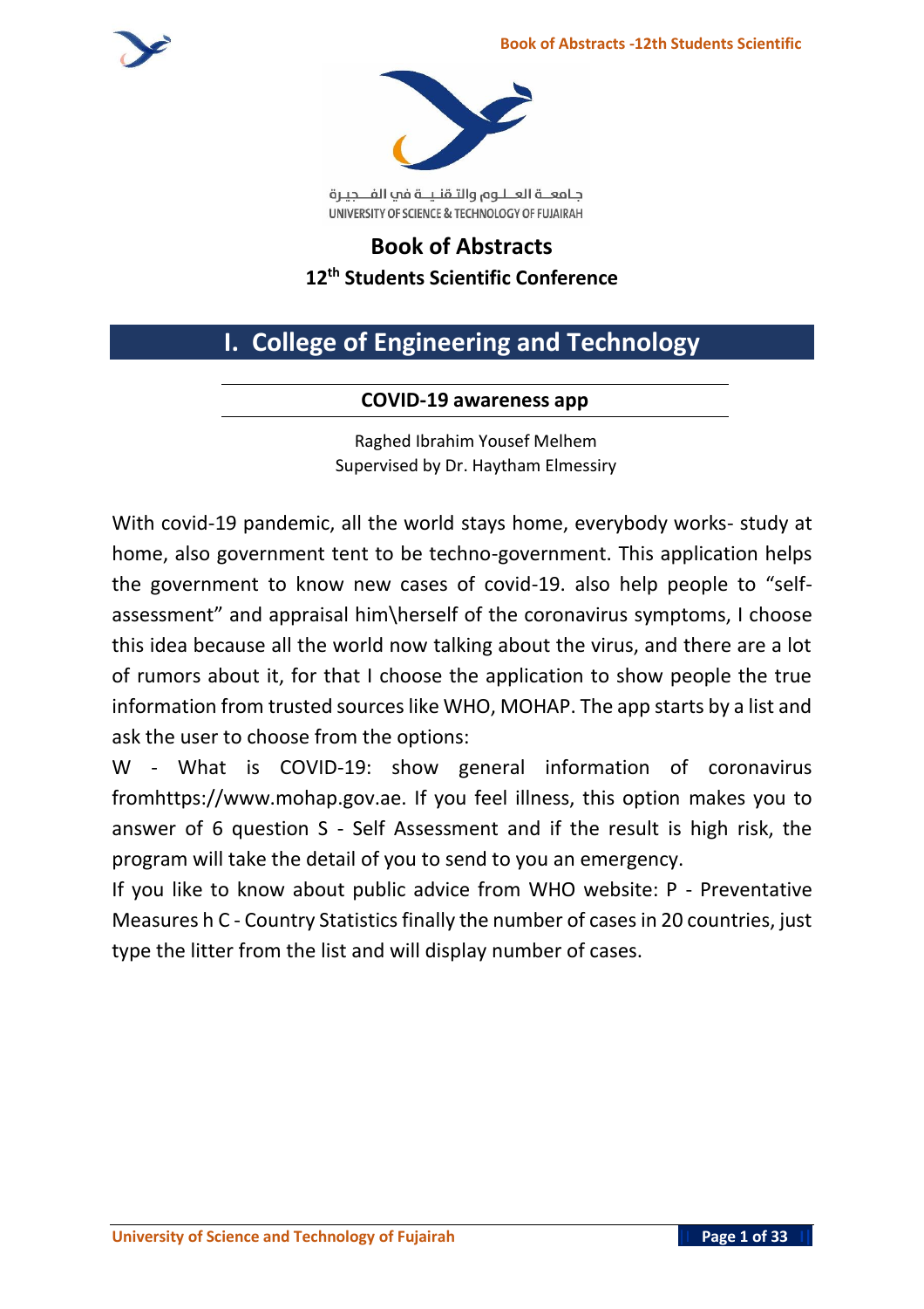جـامعــة العــلــوم والـتـقـنـيــة فـي الـفــجـيـرة
UNIVERSITY OF SCIENCE & TECHNOLOGY OF FUJAIRAH

# Book of Abstracts
## 12th Students Scientific Conference

# I. College of Engineering and Technology

### COVID-19 awareness app

Raghed Ibrahim Yousef Melhem
Supervised by Dr. Haytham Elmessiry

With covid-19 pandemic, all the world stays home, everybody works- study at home, also government tent to be techno-government. This application helps the government to know new cases of covid-19. also help people to "self-assessment" and appraisal him\herself of the coronavirus symptoms, I choose this idea because all the world now talking about the virus, and there are a lot of rumors about it, for that I choose the application to show people the true information from trusted sources like WHO, MOHAP. The app starts by a list and ask the user to choose from the options:
W - What is COVID-19: show general information of coronavirus fromhttps://www.mohap.gov.ae. If you feel illness, this option makes you to answer of 6 question S - Self Assessment and if the result is high risk, the program will take the detail of you to send to you an emergency.
If you like to know about public advice from WHO website: P - Preventative Measures h C - Country Statistics finally the number of cases in 20 countries, just type the litter from the list and will display number of cases.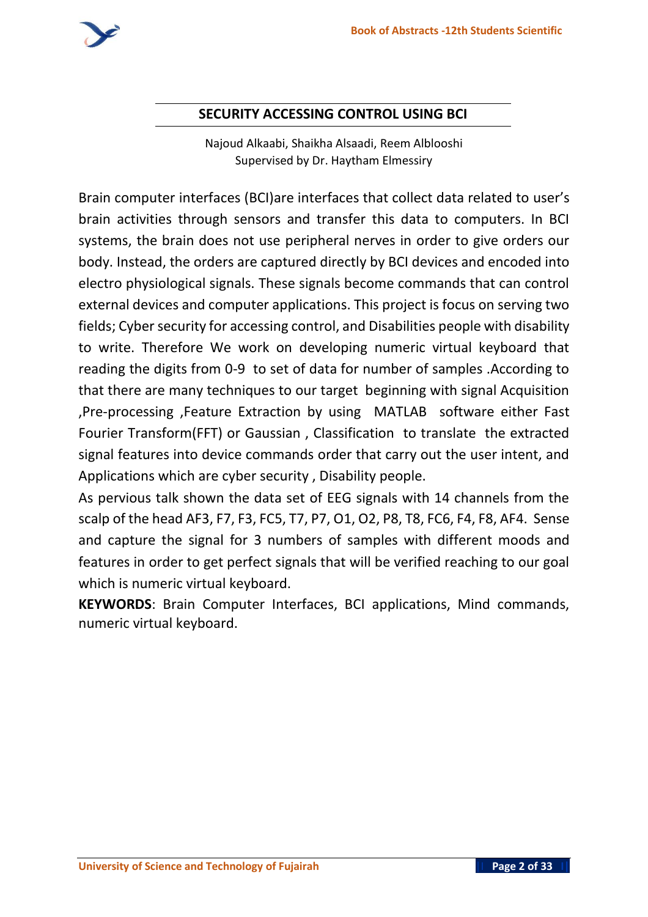## SECURITY ACCESSING CONTROL USING BCI

Najoud Alkaabi, Shaikha Alsaadi, Reem Alblooshi
Supervised by Dr. Haytham Elmessiry

Brain computer interfaces (BCI)are interfaces that collect data related to user's brain activities through sensors and transfer this data to computers. In BCI systems, the brain does not use peripheral nerves in order to give orders our body. Instead, the orders are captured directly by BCI devices and encoded into electro physiological signals. These signals become commands that can control external devices and computer applications. This project is focus on serving two fields; Cyber security for accessing control, and Disabilities people with disability to write. Therefore We work on developing numeric virtual keyboard that reading the digits from 0-9 to set of data for number of samples .According to that there are many techniques to our target beginning with signal Acquisition ,Pre-processing ,Feature Extraction by using MATLAB software either Fast Fourier Transform(FFT) or Gaussian , Classification to translate the extracted signal features into device commands order that carry out the user intent, and Applications which are cyber security , Disability people.

As pervious talk shown the data set of EEG signals with 14 channels from the scalp of the head AF3, F7, F3, FC5, T7, P7, O1, O2, P8, T8, FC6, F4, F8, AF4. Sense and capture the signal for 3 numbers of samples with different moods and features in order to get perfect signals that will be verified reaching to our goal which is numeric virtual keyboard.

**KEYWORDS**: Brain Computer Interfaces, BCI applications, Mind commands, numeric virtual keyboard.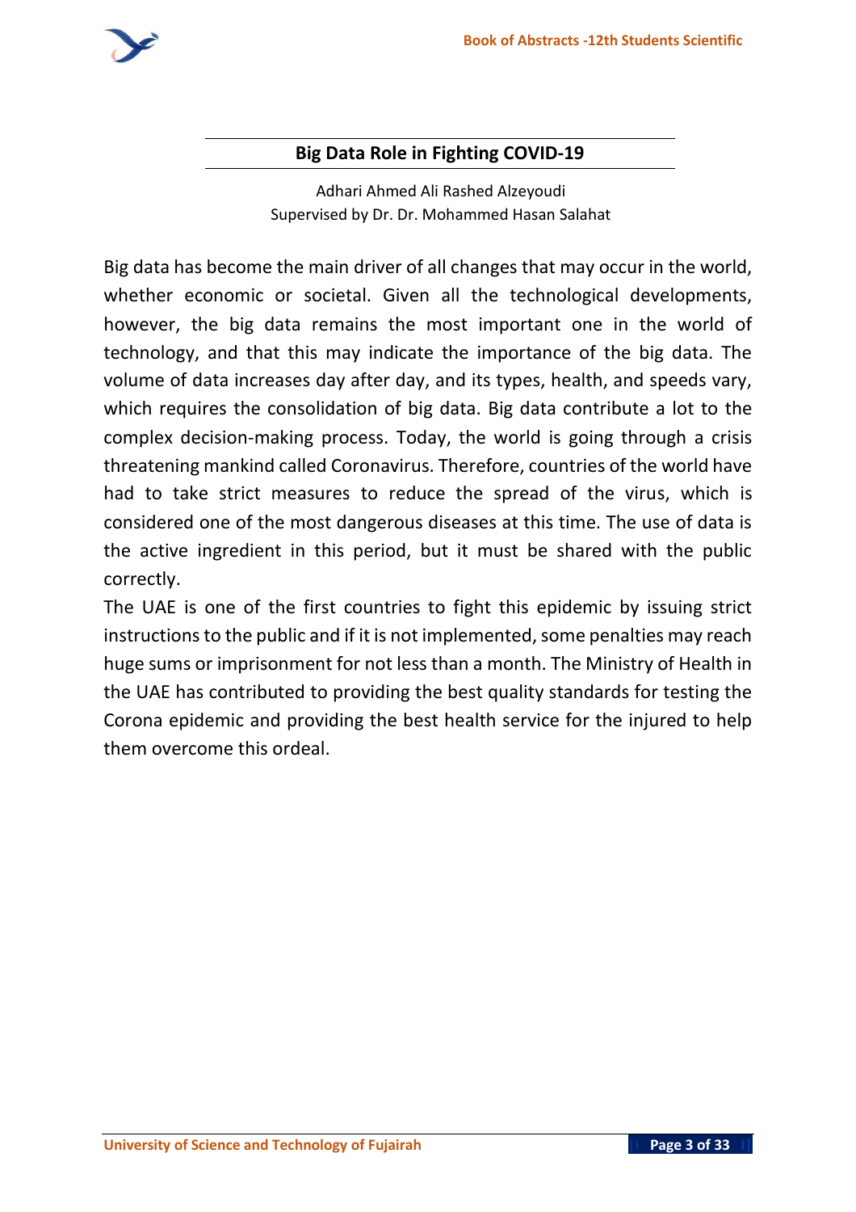## Big Data Role in Fighting COVID-19

Adhari Ahmed Ali Rashed Alzeyoudi
Supervised by Dr. Dr. Mohammed Hasan Salahat

Big data has become the main driver of all changes that may occur in the world, whether economic or societal. Given all the technological developments, however, the big data remains the most important one in the world of technology, and that this may indicate the importance of the big data. The volume of data increases day after day, and its types, health, and speeds vary, which requires the consolidation of big data. Big data contribute a lot to the complex decision-making process. Today, the world is going through a crisis threatening mankind called Coronavirus. Therefore, countries of the world have had to take strict measures to reduce the spread of the virus, which is considered one of the most dangerous diseases at this time. The use of data is the active ingredient in this period, but it must be shared with the public correctly.

The UAE is one of the first countries to fight this epidemic by issuing strict instructions to the public and if it is not implemented, some penalties may reach huge sums or imprisonment for not less than a month. The Ministry of Health in the UAE has contributed to providing the best quality standards for testing the Corona epidemic and providing the best health service for the injured to help them overcome this ordeal.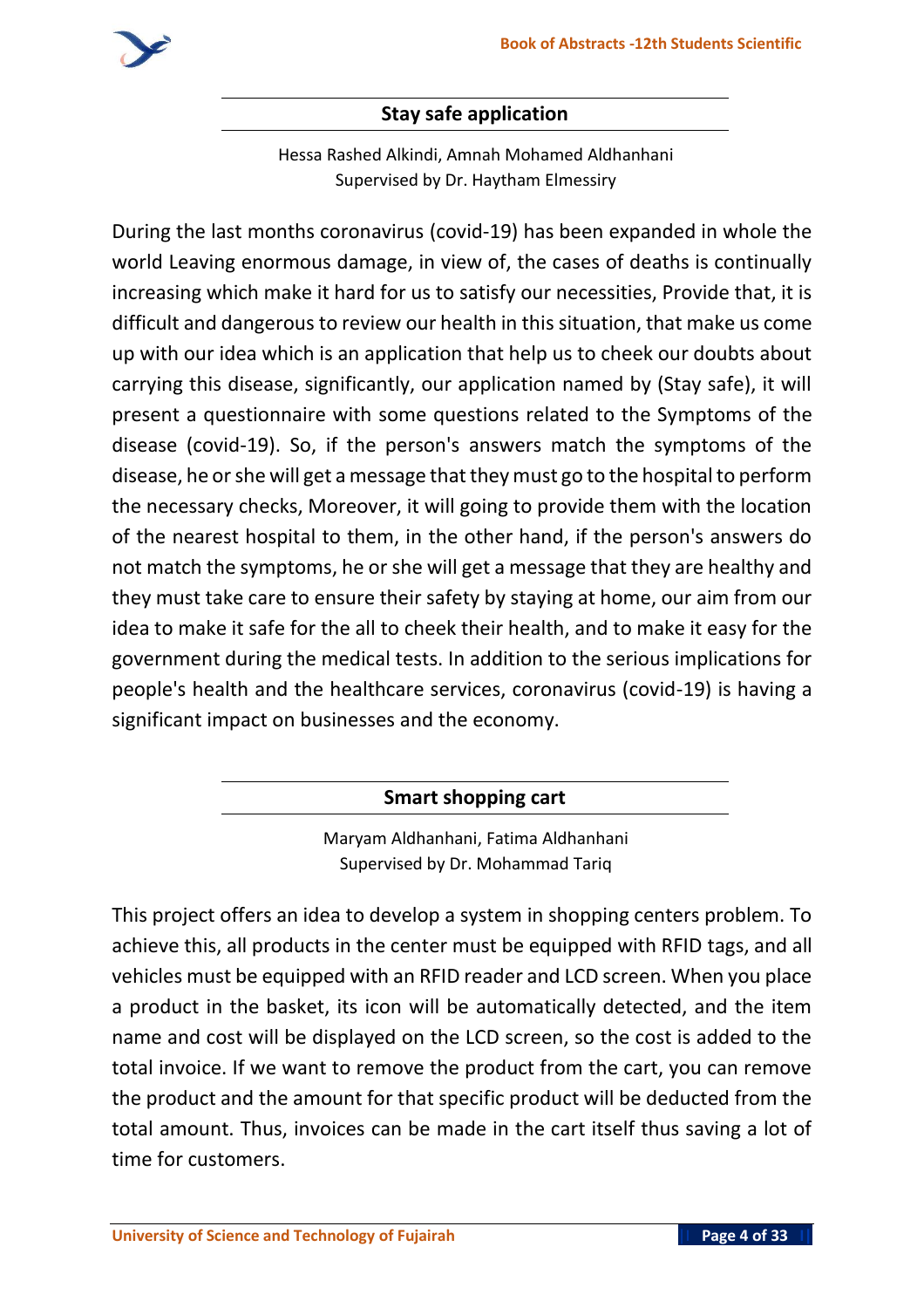## Stay safe application

Hessa Rashed Alkindi, Amnah Mohamed Aldhanhani
Supervised by Dr. Haytham Elmessiry

During the last months coronavirus (covid-19) has been expanded in whole the world Leaving enormous damage, in view of, the cases of deaths is continually increasing which make it hard for us to satisfy our necessities, Provide that, it is difficult and dangerous to review our health in this situation, that make us come up with our idea which is an application that help us to cheek our doubts about carrying this disease, significantly, our application named by (Stay safe), it will present a questionnaire with some questions related to the Symptoms of the disease (covid-19). So, if the person's answers match the symptoms of the disease, he or she will get a message that they must go to the hospital to perform the necessary checks, Moreover, it will going to provide them with the location of the nearest hospital to them, in the other hand, if the person's answers do not match the symptoms, he or she will get a message that they are healthy and they must take care to ensure their safety by staying at home, our aim from our idea to make it safe for the all to cheek their health, and to make it easy for the government during the medical tests. In addition to the serious implications for people's health and the healthcare services, coronavirus (covid-19) is having a significant impact on businesses and the economy.

## Smart shopping cart

Maryam Aldhanhani, Fatima Aldhanhani
Supervised by Dr. Mohammad Tariq

This project offers an idea to develop a system in shopping centers problem. To achieve this, all products in the center must be equipped with RFID tags, and all vehicles must be equipped with an RFID reader and LCD screen. When you place a product in the basket, its icon will be automatically detected, and the item name and cost will be displayed on the LCD screen, so the cost is added to the total invoice. If we want to remove the product from the cart, you can remove the product and the amount for that specific product will be deducted from the total amount. Thus, invoices can be made in the cart itself thus saving a lot of time for customers.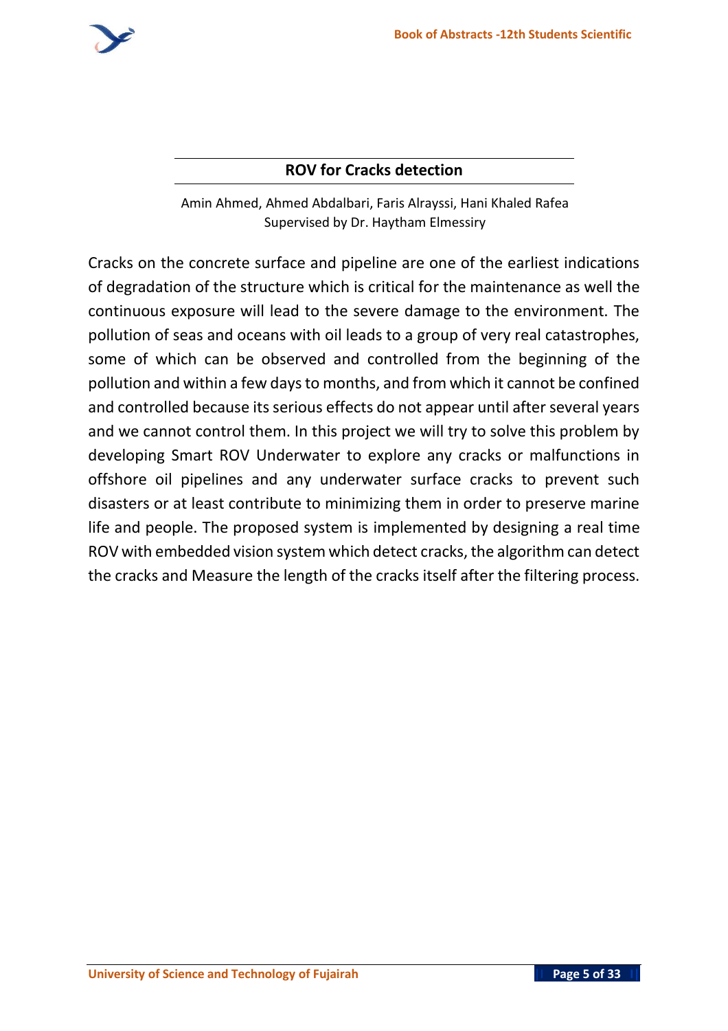## ROV for Cracks detection

Amin Ahmed, Ahmed Abdalbari, Faris Alrayssi, Hani Khaled Rafea
Supervised by Dr. Haytham Elmessiry

Cracks on the concrete surface and pipeline are one of the earliest indications of degradation of the structure which is critical for the maintenance as well the continuous exposure will lead to the severe damage to the environment. The pollution of seas and oceans with oil leads to a group of very real catastrophes, some of which can be observed and controlled from the beginning of the pollution and within a few days to months, and from which it cannot be confined and controlled because its serious effects do not appear until after several years and we cannot control them. In this project we will try to solve this problem by developing Smart ROV Underwater to explore any cracks or malfunctions in offshore oil pipelines and any underwater surface cracks to prevent such disasters or at least contribute to minimizing them in order to preserve marine life and people. The proposed system is implemented by designing a real time ROV with embedded vision system which detect cracks, the algorithm can detect the cracks and Measure the length of the cracks itself after the filtering process.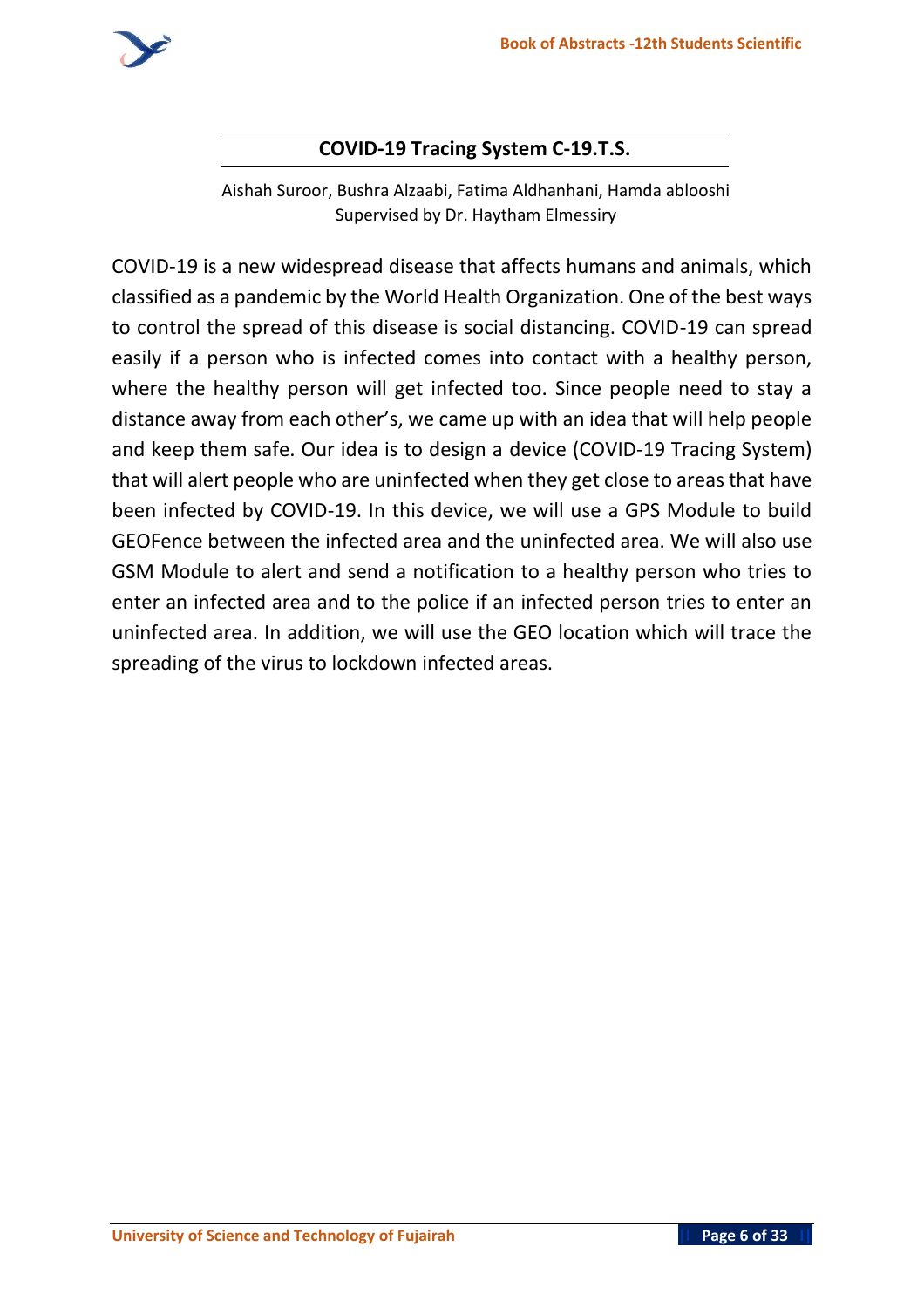## COVID-19 Tracing System C-19.T.S.

Aishah Suroor, Bushra Alzaabi, Fatima Aldhanhani, Hamda ablooshi
Supervised by Dr. Haytham Elmessiry

COVID-19 is a new widespread disease that affects humans and animals, which classified as a pandemic by the World Health Organization. One of the best ways to control the spread of this disease is social distancing. COVID-19 can spread easily if a person who is infected comes into contact with a healthy person, where the healthy person will get infected too. Since people need to stay a distance away from each other's, we came up with an idea that will help people and keep them safe. Our idea is to design a device (COVID-19 Tracing System) that will alert people who are uninfected when they get close to areas that have been infected by COVID-19. In this device, we will use a GPS Module to build GEOFence between the infected area and the uninfected area. We will also use GSM Module to alert and send a notification to a healthy person who tries to enter an infected area and to the police if an infected person tries to enter an uninfected area. In addition, we will use the GEO location which will trace the spreading of the virus to lockdown infected areas.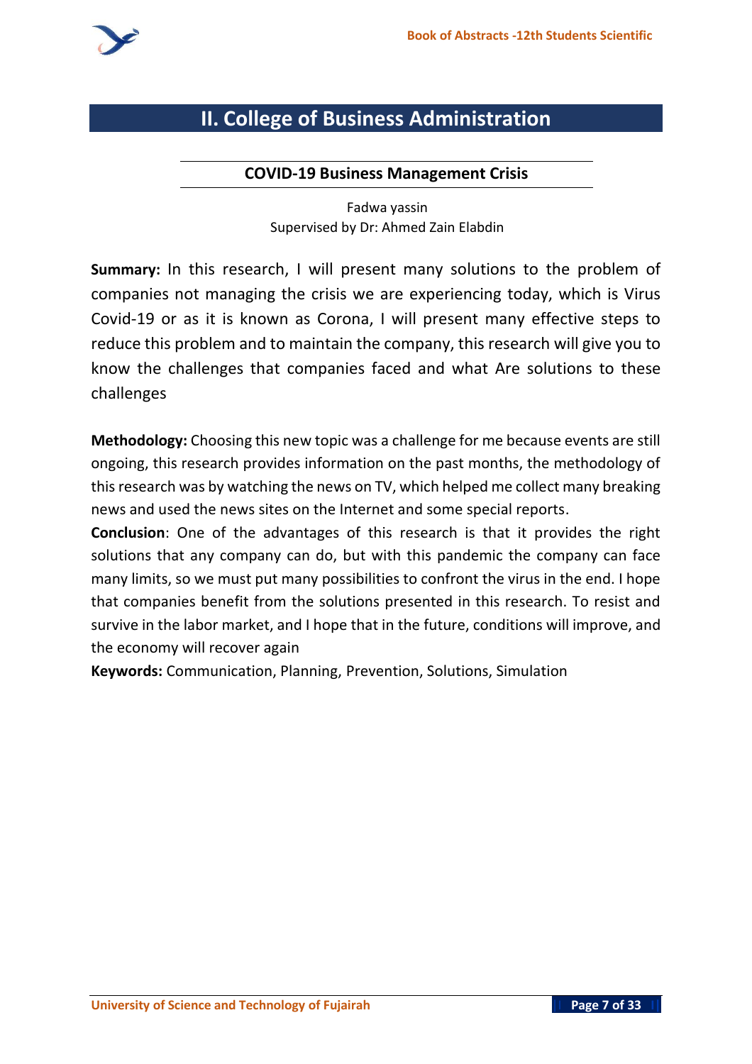# II. College of Business Administration

## COVID-19 Business Management Crisis

Fadwa yassin
Supervised by Dr: Ahmed Zain Elabdin

**Summary:** In this research, I will present many solutions to the problem of companies not managing the crisis we are experiencing today, which is Virus Covid-19 or as it is known as Corona, I will present many effective steps to reduce this problem and to maintain the company, this research will give you to know the challenges that companies faced and what Are solutions to these challenges

**Methodology:** Choosing this new topic was a challenge for me because events are still ongoing, this research provides information on the past months, the methodology of this research was by watching the news on TV, which helped me collect many breaking news and used the news sites on the Internet and some special reports.

**Conclusion**: One of the advantages of this research is that it provides the right solutions that any company can do, but with this pandemic the company can face many limits, so we must put many possibilities to confront the virus in the end. I hope that companies benefit from the solutions presented in this research. To resist and survive in the labor market, and I hope that in the future, conditions will improve, and the economy will recover again

**Keywords:** Communication, Planning, Prevention, Solutions, Simulation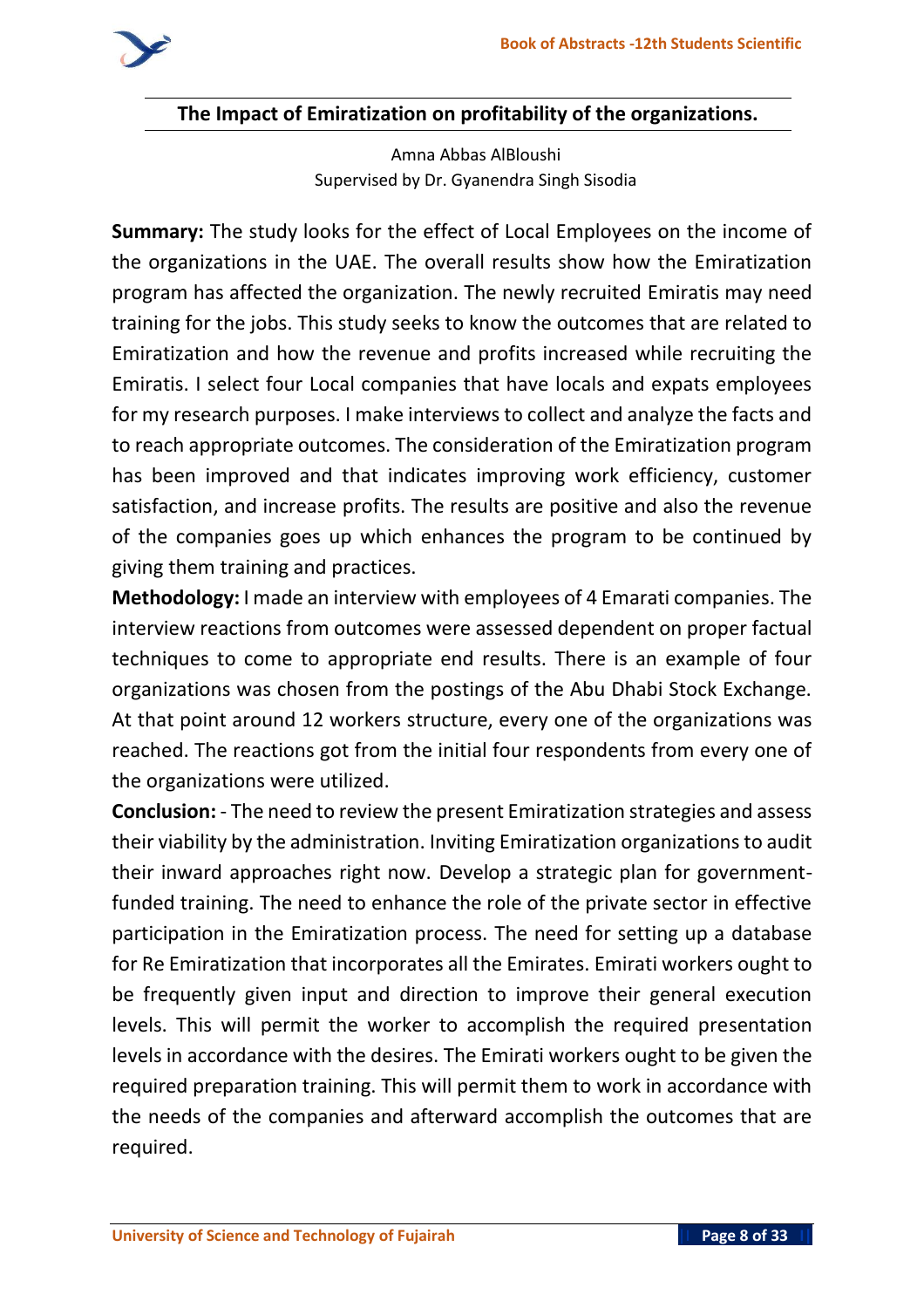## The Impact of Emiratization on profitability of the organizations.

Amna Abbas AlBloushi
Supervised by Dr. Gyanendra Singh Sisodia

**Summary:** The study looks for the effect of Local Employees on the income of the organizations in the UAE. The overall results show how the Emiratization program has affected the organization. The newly recruited Emiratis may need training for the jobs. This study seeks to know the outcomes that are related to Emiratization and how the revenue and profits increased while recruiting the Emiratis. I select four Local companies that have locals and expats employees for my research purposes. I make interviews to collect and analyze the facts and to reach appropriate outcomes. The consideration of the Emiratization program has been improved and that indicates improving work efficiency, customer satisfaction, and increase profits. The results are positive and also the revenue of the companies goes up which enhances the program to be continued by giving them training and practices.

**Methodology:** I made an interview with employees of 4 Emarati companies. The interview reactions from outcomes were assessed dependent on proper factual techniques to come to appropriate end results. There is an example of four organizations was chosen from the postings of the Abu Dhabi Stock Exchange. At that point around 12 workers structure, every one of the organizations was reached. The reactions got from the initial four respondents from every one of the organizations were utilized.

**Conclusion:** - The need to review the present Emiratization strategies and assess their viability by the administration. Inviting Emiratization organizations to audit their inward approaches right now. Develop a strategic plan for government-funded training. The need to enhance the role of the private sector in effective participation in the Emiratization process. The need for setting up a database for Re Emiratization that incorporates all the Emirates. Emirati workers ought to be frequently given input and direction to improve their general execution levels. This will permit the worker to accomplish the required presentation levels in accordance with the desires. The Emirati workers ought to be given the required preparation training. This will permit them to work in accordance with the needs of the companies and afterward accomplish the outcomes that are required.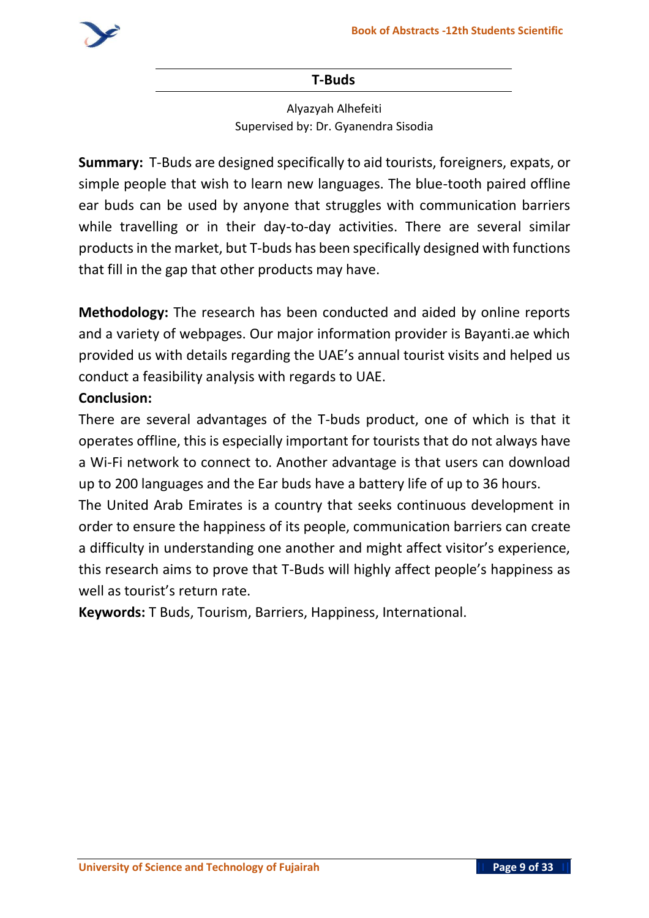## T-Buds

Alyazyah Alhefeiti
Supervised by: Dr. Gyanendra Sisodia

**Summary:** T-Buds are designed specifically to aid tourists, foreigners, expats, or simple people that wish to learn new languages. The blue-tooth paired offline ear buds can be used by anyone that struggles with communication barriers while travelling or in their day-to-day activities. There are several similar products in the market, but T-buds has been specifically designed with functions that fill in the gap that other products may have.

**Methodology:** The research has been conducted and aided by online reports and a variety of webpages. Our major information provider is Bayanti.ae which provided us with details regarding the UAE's annual tourist visits and helped us conduct a feasibility analysis with regards to UAE.

**Conclusion:**

There are several advantages of the T-buds product, one of which is that it operates offline, this is especially important for tourists that do not always have a Wi-Fi network to connect to. Another advantage is that users can download up to 200 languages and the Ear buds have a battery life of up to 36 hours.

The United Arab Emirates is a country that seeks continuous development in order to ensure the happiness of its people, communication barriers can create a difficulty in understanding one another and might affect visitor's experience, this research aims to prove that T-Buds will highly affect people's happiness as well as tourist's return rate.

**Keywords:** T Buds, Tourism, Barriers, Happiness, International.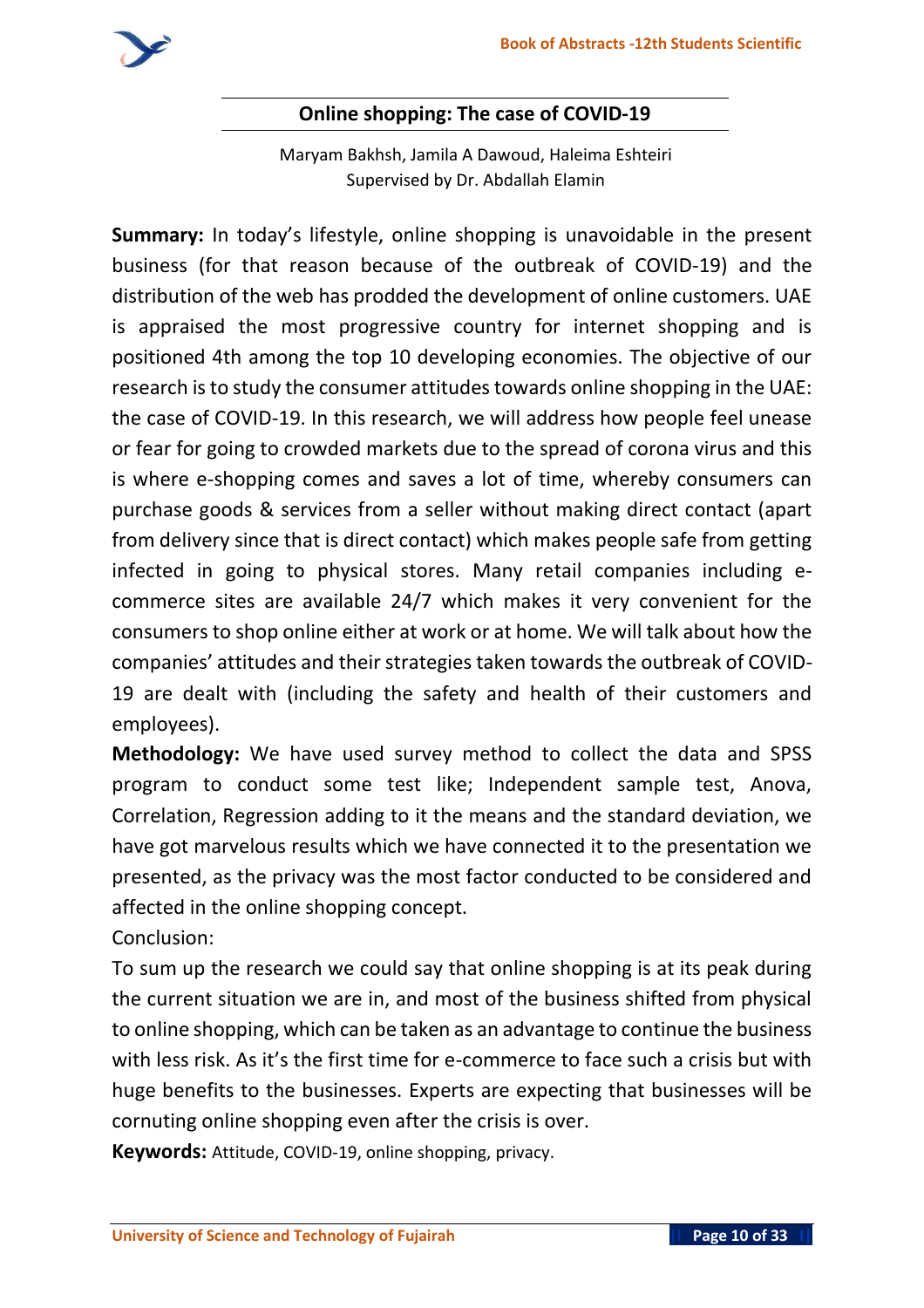## Online shopping: The case of COVID-19

Maryam Bakhsh, Jamila A Dawoud, Haleima Eshteiri
Supervised by Dr. Abdallah Elamin

**Summary:** In today's lifestyle, online shopping is unavoidable in the present business (for that reason because of the outbreak of COVID-19) and the distribution of the web has prodded the development of online customers. UAE is appraised the most progressive country for internet shopping and is positioned 4th among the top 10 developing economies. The objective of our research is to study the consumer attitudes towards online shopping in the UAE: the case of COVID-19. In this research, we will address how people feel unease or fear for going to crowded markets due to the spread of corona virus and this is where e-shopping comes and saves a lot of time, whereby consumers can purchase goods & services from a seller without making direct contact (apart from delivery since that is direct contact) which makes people safe from getting infected in going to physical stores. Many retail companies including e-commerce sites are available 24/7 which makes it very convenient for the consumers to shop online either at work or at home. We will talk about how the companies' attitudes and their strategies taken towards the outbreak of COVID-19 are dealt with (including the safety and health of their customers and employees).

**Methodology:** We have used survey method to collect the data and SPSS program to conduct some test like; Independent sample test, Anova, Correlation, Regression adding to it the means and the standard deviation, we have got marvelous results which we have connected it to the presentation we presented, as the privacy was the most factor conducted to be considered and affected in the online shopping concept.

Conclusion:

To sum up the research we could say that online shopping is at its peak during the current situation we are in, and most of the business shifted from physical to online shopping, which can be taken as an advantage to continue the business with less risk. As it's the first time for e-commerce to face such a crisis but with huge benefits to the businesses. Experts are expecting that businesses will be cornuting online shopping even after the crisis is over.

**Keywords:** Attitude, COVID-19, online shopping, privacy.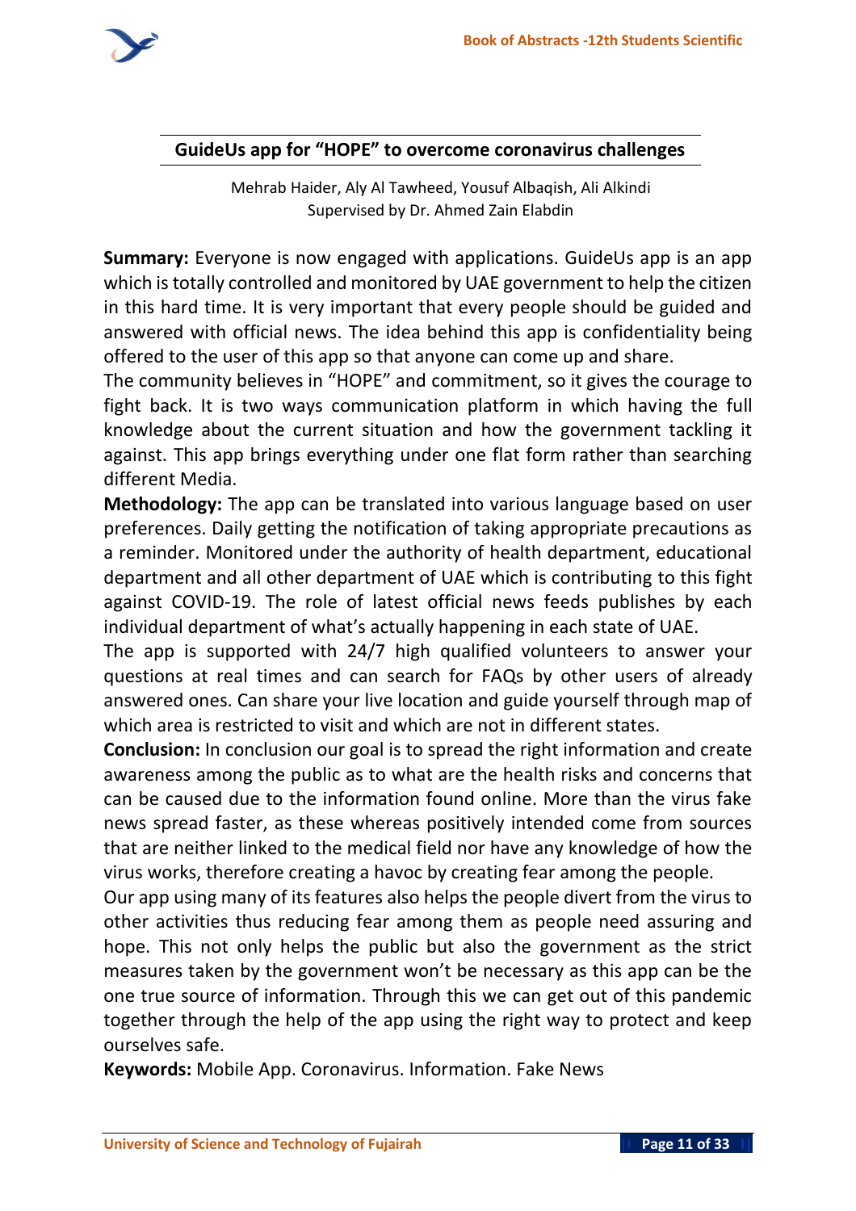## GuideUs app for "HOPE" to overcome coronavirus challenges

Mehrab Haider, Aly Al Tawheed, Yousuf Albaqish, Ali Alkindi
Supervised by Dr. Ahmed Zain Elabdin

**Summary:** Everyone is now engaged with applications. GuideUs app is an app which is totally controlled and monitored by UAE government to help the citizen in this hard time. It is very important that every people should be guided and answered with official news. The idea behind this app is confidentiality being offered to the user of this app so that anyone can come up and share.

The community believes in "HOPE" and commitment, so it gives the courage to fight back. It is two ways communication platform in which having the full knowledge about the current situation and how the government tackling it against. This app brings everything under one flat form rather than searching different Media.

**Methodology:** The app can be translated into various language based on user preferences. Daily getting the notification of taking appropriate precautions as a reminder. Monitored under the authority of health department, educational department and all other department of UAE which is contributing to this fight against COVID-19. The role of latest official news feeds publishes by each individual department of what's actually happening in each state of UAE.

The app is supported with 24/7 high qualified volunteers to answer your questions at real times and can search for FAQs by other users of already answered ones. Can share your live location and guide yourself through map of which area is restricted to visit and which are not in different states.

**Conclusion:** In conclusion our goal is to spread the right information and create awareness among the public as to what are the health risks and concerns that can be caused due to the information found online. More than the virus fake news spread faster, as these whereas positively intended come from sources that are neither linked to the medical field nor have any knowledge of how the virus works, therefore creating a havoc by creating fear among the people.

Our app using many of its features also helps the people divert from the virus to other activities thus reducing fear among them as people need assuring and hope. This not only helps the public but also the government as the strict measures taken by the government won't be necessary as this app can be the one true source of information. Through this we can get out of this pandemic together through the help of the app using the right way to protect and keep ourselves safe.

**Keywords:** Mobile App. Coronavirus. Information. Fake News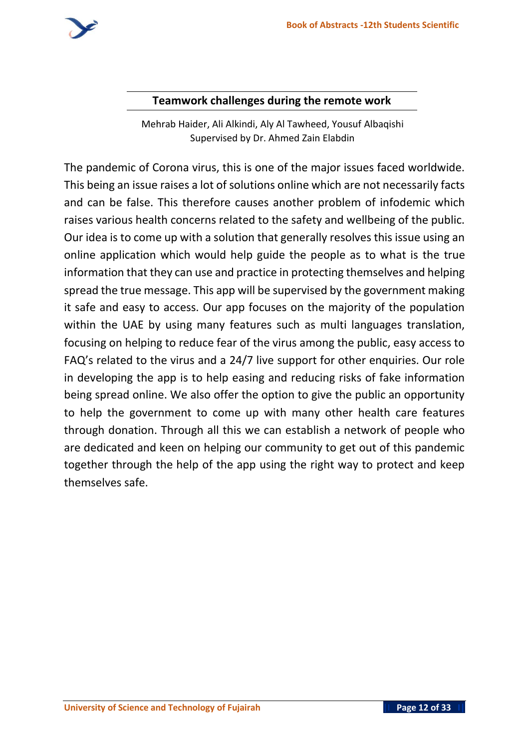## Teamwork challenges during the remote work

Mehrab Haider, Ali Alkindi, Aly Al Tawheed, Yousuf Albaqishi
Supervised by Dr. Ahmed Zain Elabdin

The pandemic of Corona virus, this is one of the major issues faced worldwide. This being an issue raises a lot of solutions online which are not necessarily facts and can be false. This therefore causes another problem of infodemic which raises various health concerns related to the safety and wellbeing of the public. Our idea is to come up with a solution that generally resolves this issue using an online application which would help guide the people as to what is the true information that they can use and practice in protecting themselves and helping spread the true message. This app will be supervised by the government making it safe and easy to access. Our app focuses on the majority of the population within the UAE by using many features such as multi languages translation, focusing on helping to reduce fear of the virus among the public, easy access to FAQ's related to the virus and a 24/7 live support for other enquiries. Our role in developing the app is to help easing and reducing risks of fake information being spread online. We also offer the option to give the public an opportunity to help the government to come up with many other health care features through donation. Through all this we can establish a network of people who are dedicated and keen on helping our community to get out of this pandemic together through the help of the app using the right way to protect and keep themselves safe.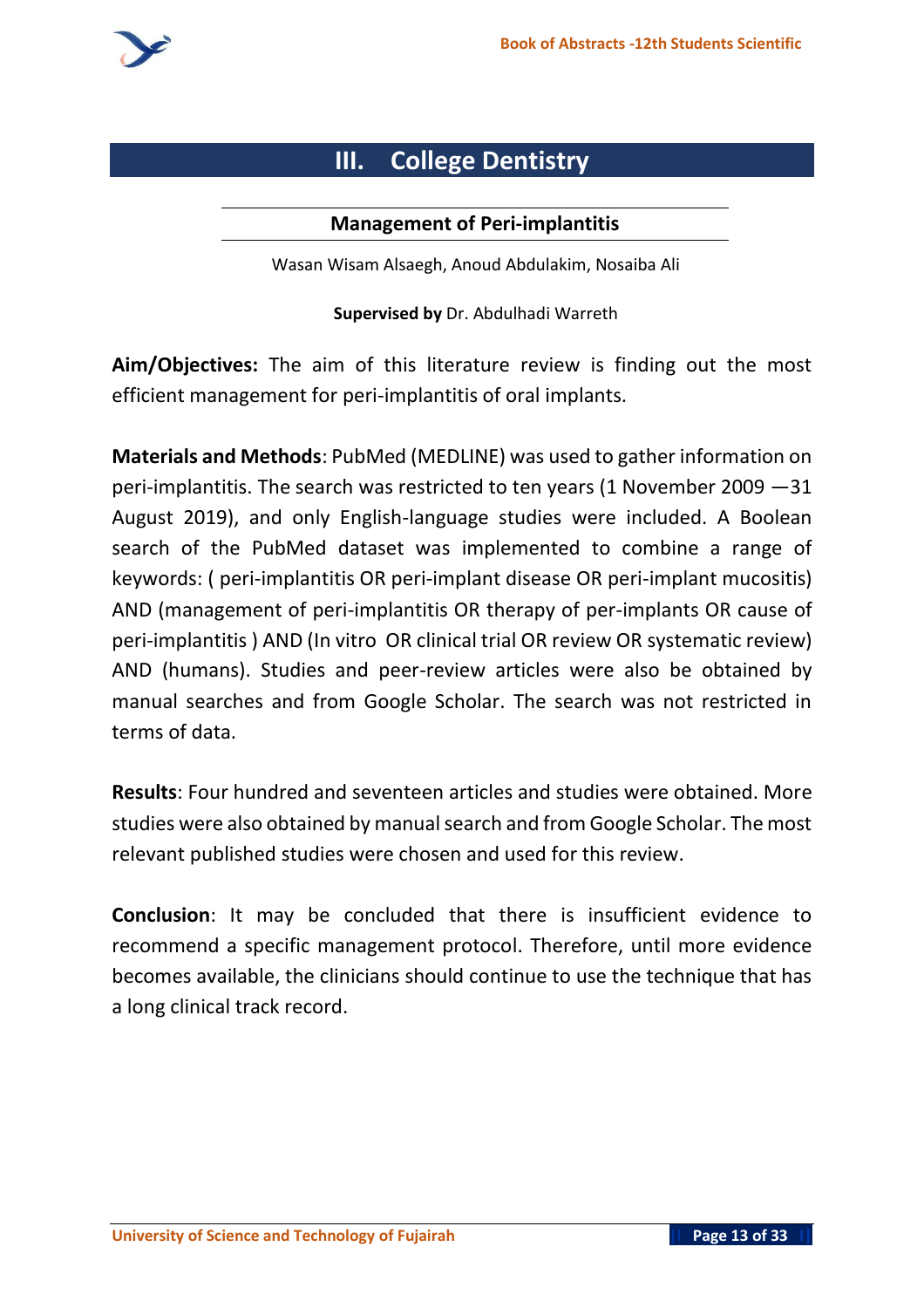# III. College Dentistry

## Management of Peri-implantitis

Wasan Wisam Alsaegh, Anoud Abdulakim, Nosaiba Ali

**Supervised by** Dr. Abdulhadi Warreth

**Aim/Objectives:** The aim of this literature review is finding out the most efficient management for peri-implantitis of oral implants.

**Materials and Methods**: PubMed (MEDLINE) was used to gather information on peri-implantitis. The search was restricted to ten years (1 November 2009 —31 August 2019), and only English-language studies were included. A Boolean search of the PubMed dataset was implemented to combine a range of keywords: ( peri-implantitis OR peri-implant disease OR peri-implant mucositis) AND (management of peri-implantitis OR therapy of per-implants OR cause of peri-implantitis ) AND (In vitro OR clinical trial OR review OR systematic review) AND (humans). Studies and peer-review articles were also be obtained by manual searches and from Google Scholar. The search was not restricted in terms of data.

**Results**: Four hundred and seventeen articles and studies were obtained. More studies were also obtained by manual search and from Google Scholar. The most relevant published studies were chosen and used for this review.

**Conclusion**: It may be concluded that there is insufficient evidence to recommend a specific management protocol. Therefore, until more evidence becomes available, the clinicians should continue to use the technique that has a long clinical track record.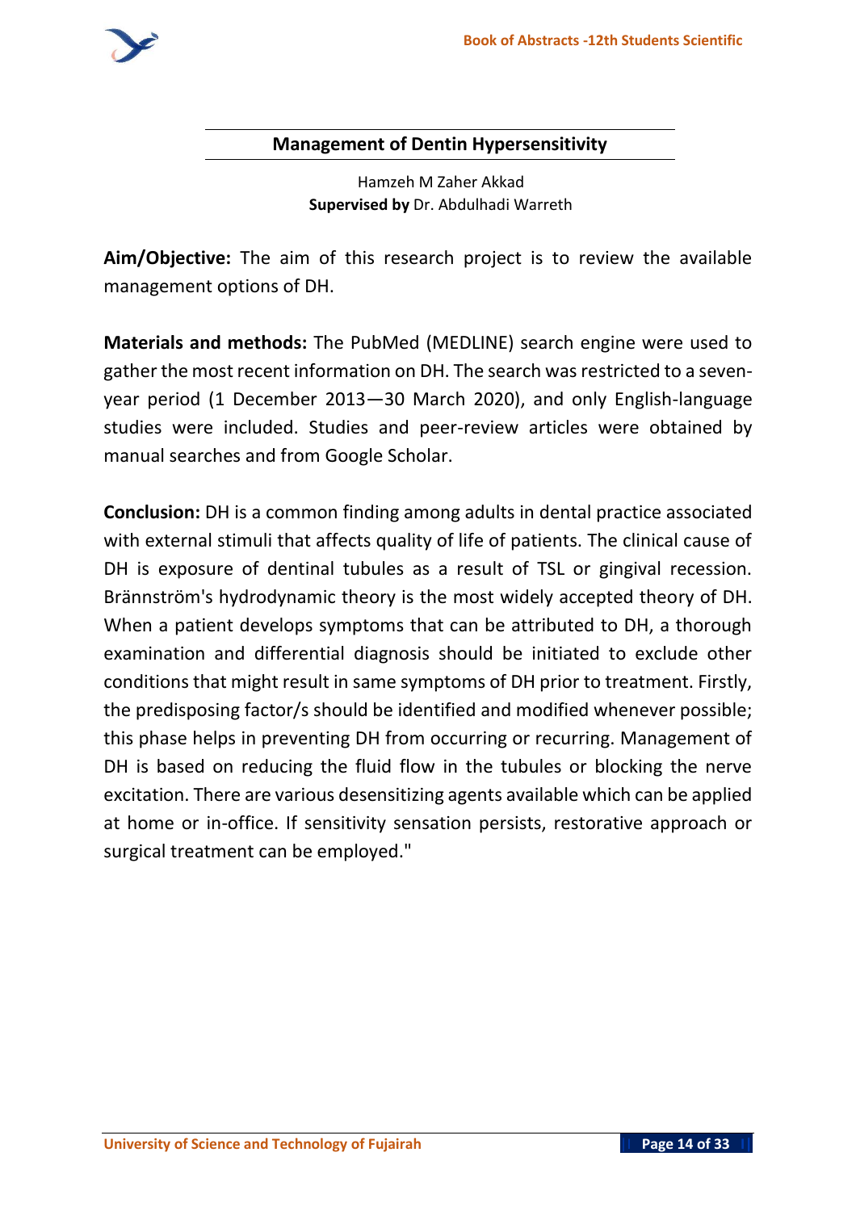## Management of Dentin Hypersensitivity

Hamzeh M Zaher Akkad
**Supervised by** Dr. Abdulhadi Warreth

**Aim/Objective:** The aim of this research project is to review the available management options of DH.

**Materials and methods:** The PubMed (MEDLINE) search engine were used to gather the most recent information on DH. The search was restricted to a seven-year period (1 December 2013—30 March 2020), and only English-language studies were included. Studies and peer-review articles were obtained by manual searches and from Google Scholar.

**Conclusion:** DH is a common finding among adults in dental practice associated with external stimuli that affects quality of life of patients. The clinical cause of DH is exposure of dentinal tubules as a result of TSL or gingival recession. Brännström's hydrodynamic theory is the most widely accepted theory of DH. When a patient develops symptoms that can be attributed to DH, a thorough examination and differential diagnosis should be initiated to exclude other conditions that might result in same symptoms of DH prior to treatment. Firstly, the predisposing factor/s should be identified and modified whenever possible; this phase helps in preventing DH from occurring or recurring. Management of DH is based on reducing the fluid flow in the tubules or blocking the nerve excitation. There are various desensitizing agents available which can be applied at home or in-office. If sensitivity sensation persists, restorative approach or surgical treatment can be employed."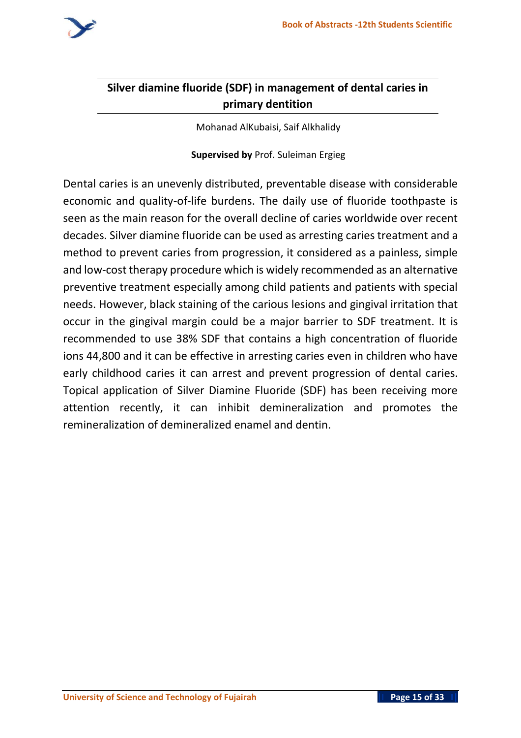## Silver diamine fluoride (SDF) in management of dental caries in primary dentition

Mohanad AlKubaisi, Saif Alkhalidy

**Supervised by** Prof. Suleiman Ergieg

Dental caries is an unevenly distributed, preventable disease with considerable economic and quality-of-life burdens. The daily use of fluoride toothpaste is seen as the main reason for the overall decline of caries worldwide over recent decades. Silver diamine fluoride can be used as arresting caries treatment and a method to prevent caries from progression, it considered as a painless, simple and low-cost therapy procedure which is widely recommended as an alternative preventive treatment especially among child patients and patients with special needs. However, black staining of the carious lesions and gingival irritation that occur in the gingival margin could be a major barrier to SDF treatment. It is recommended to use 38% SDF that contains a high concentration of fluoride ions 44,800 and it can be effective in arresting caries even in children who have early childhood caries it can arrest and prevent progression of dental caries. Topical application of Silver Diamine Fluoride (SDF) has been receiving more attention recently, it can inhibit demineralization and promotes the remineralization of demineralized enamel and dentin.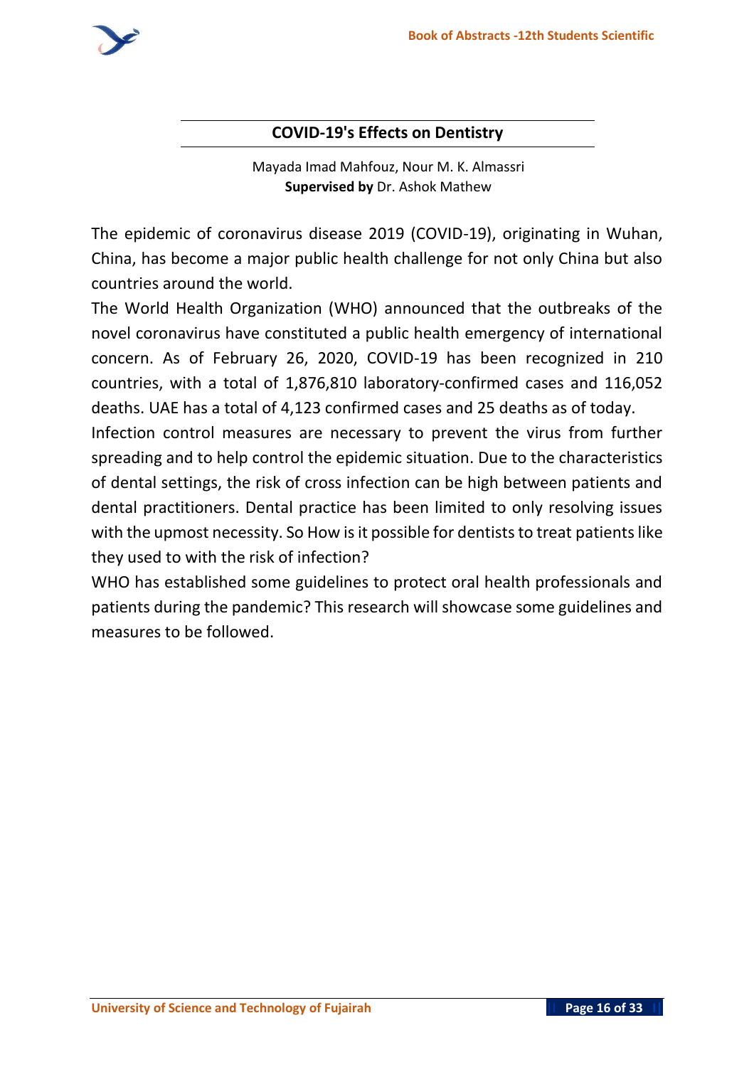## COVID-19's Effects on Dentistry

Mayada Imad Mahfouz, Nour M. K. Almassri
**Supervised by** Dr. Ashok Mathew

The epidemic of coronavirus disease 2019 (COVID-19), originating in Wuhan, China, has become a major public health challenge for not only China but also countries around the world.

The World Health Organization (WHO) announced that the outbreaks of the novel coronavirus have constituted a public health emergency of international concern. As of February 26, 2020, COVID-19 has been recognized in 210 countries, with a total of 1,876,810 laboratory-confirmed cases and 116,052 deaths. UAE has a total of 4,123 confirmed cases and 25 deaths as of today.

Infection control measures are necessary to prevent the virus from further spreading and to help control the epidemic situation. Due to the characteristics of dental settings, the risk of cross infection can be high between patients and dental practitioners. Dental practice has been limited to only resolving issues with the upmost necessity. So How is it possible for dentists to treat patients like they used to with the risk of infection?

WHO has established some guidelines to protect oral health professionals and patients during the pandemic? This research will showcase some guidelines and measures to be followed.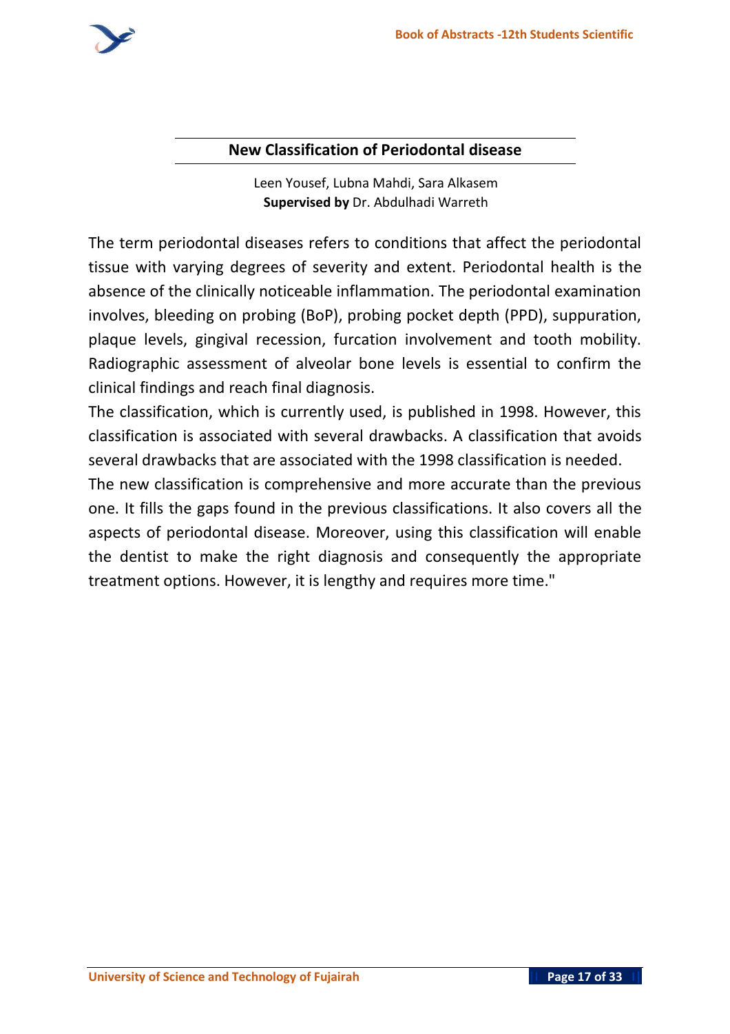## New Classification of Periodontal disease

Leen Yousef, Lubna Mahdi, Sara Alkasem
**Supervised by** Dr. Abdulhadi Warreth

The term periodontal diseases refers to conditions that affect the periodontal tissue with varying degrees of severity and extent. Periodontal health is the absence of the clinically noticeable inflammation. The periodontal examination involves, bleeding on probing (BoP), probing pocket depth (PPD), suppuration, plaque levels, gingival recession, furcation involvement and tooth mobility. Radiographic assessment of alveolar bone levels is essential to confirm the clinical findings and reach final diagnosis.

The classification, which is currently used, is published in 1998. However, this classification is associated with several drawbacks. A classification that avoids several drawbacks that are associated with the 1998 classification is needed.

The new classification is comprehensive and more accurate than the previous one. It fills the gaps found in the previous classifications. It also covers all the aspects of periodontal disease. Moreover, using this classification will enable the dentist to make the right diagnosis and consequently the appropriate treatment options. However, it is lengthy and requires more time."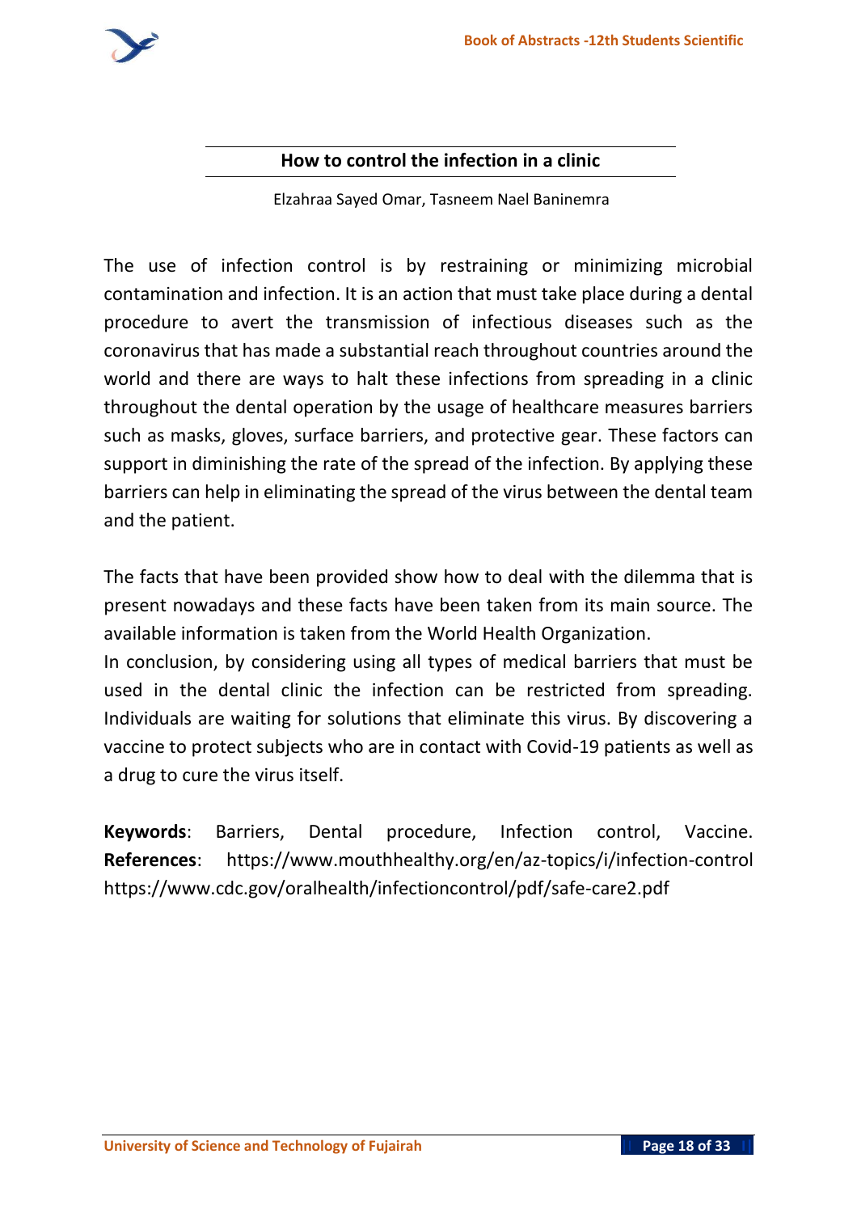## How to control the infection in a clinic

Elzahraa Sayed Omar, Tasneem Nael Baninemra

The use of infection control is by restraining or minimizing microbial contamination and infection. It is an action that must take place during a dental procedure to avert the transmission of infectious diseases such as the coronavirus that has made a substantial reach throughout countries around the world and there are ways to halt these infections from spreading in a clinic throughout the dental operation by the usage of healthcare measures barriers such as masks, gloves, surface barriers, and protective gear. These factors can support in diminishing the rate of the spread of the infection. By applying these barriers can help in eliminating the spread of the virus between the dental team and the patient.

The facts that have been provided show how to deal with the dilemma that is present nowadays and these facts have been taken from its main source. The available information is taken from the World Health Organization.
In conclusion, by considering using all types of medical barriers that must be used in the dental clinic the infection can be restricted from spreading. Individuals are waiting for solutions that eliminate this virus. By discovering a vaccine to protect subjects who are in contact with Covid-19 patients as well as a drug to cure the virus itself.

**Keywords**: Barriers, Dental procedure, Infection control, Vaccine.
**References**: https://www.mouthhealthy.org/en/az-topics/i/infection-control
https://www.cdc.gov/oralhealth/infectioncontrol/pdf/safe-care2.pdf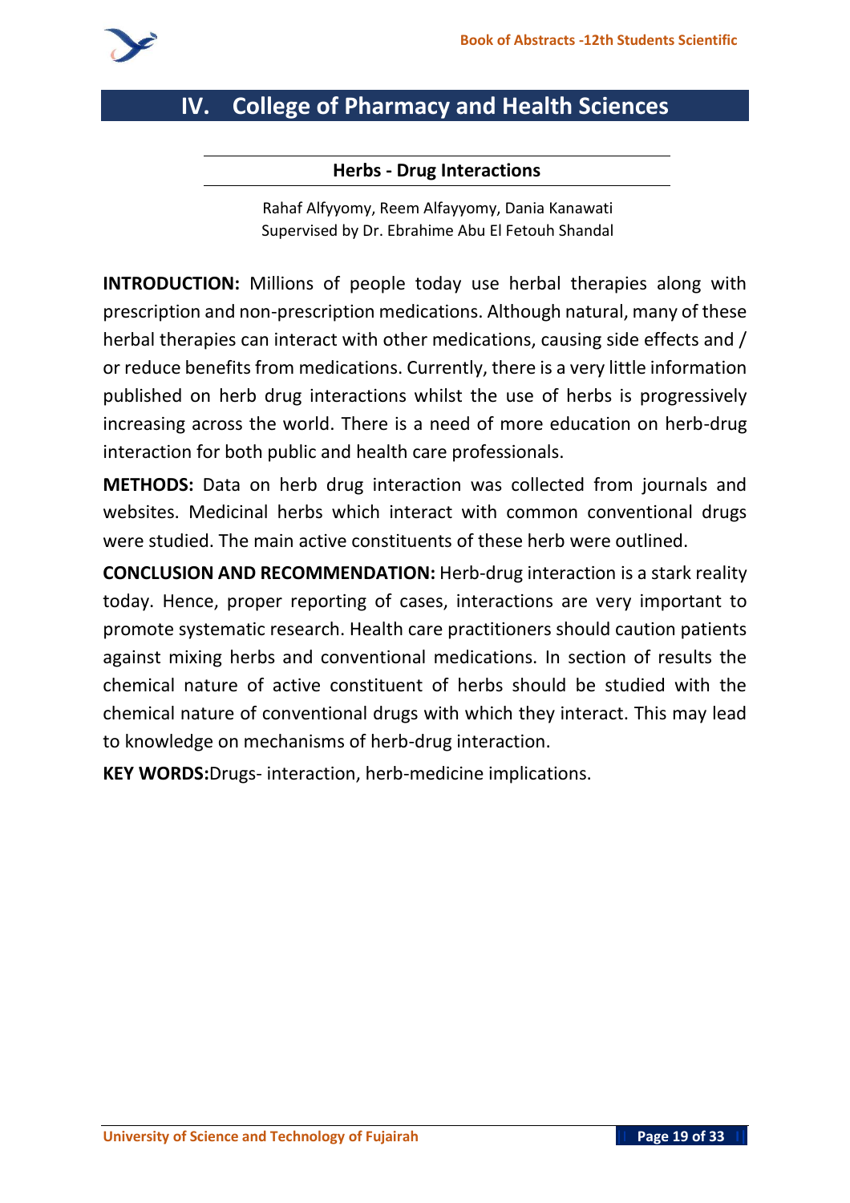# IV. College of Pharmacy and Health Sciences

## Herbs - Drug Interactions

Rahaf Alfyyomy, Reem Alfayyomy, Dania Kanawati
Supervised by Dr. Ebrahime Abu El Fetouh Shandal

**INTRODUCTION:** Millions of people today use herbal therapies along with prescription and non-prescription medications. Although natural, many of these herbal therapies can interact with other medications, causing side effects and / or reduce benefits from medications. Currently, there is a very little information published on herb drug interactions whilst the use of herbs is progressively increasing across the world. There is a need of more education on herb-drug interaction for both public and health care professionals.

**METHODS:** Data on herb drug interaction was collected from journals and websites. Medicinal herbs which interact with common conventional drugs were studied. The main active constituents of these herb were outlined.

**CONCLUSION AND RECOMMENDATION:** Herb-drug interaction is a stark reality today. Hence, proper reporting of cases, interactions are very important to promote systematic research. Health care practitioners should caution patients against mixing herbs and conventional medications. In section of results the chemical nature of active constituent of herbs should be studied with the chemical nature of conventional drugs with which they interact. This may lead to knowledge on mechanisms of herb-drug interaction.

**KEY WORDS:**Drugs- interaction, herb-medicine implications.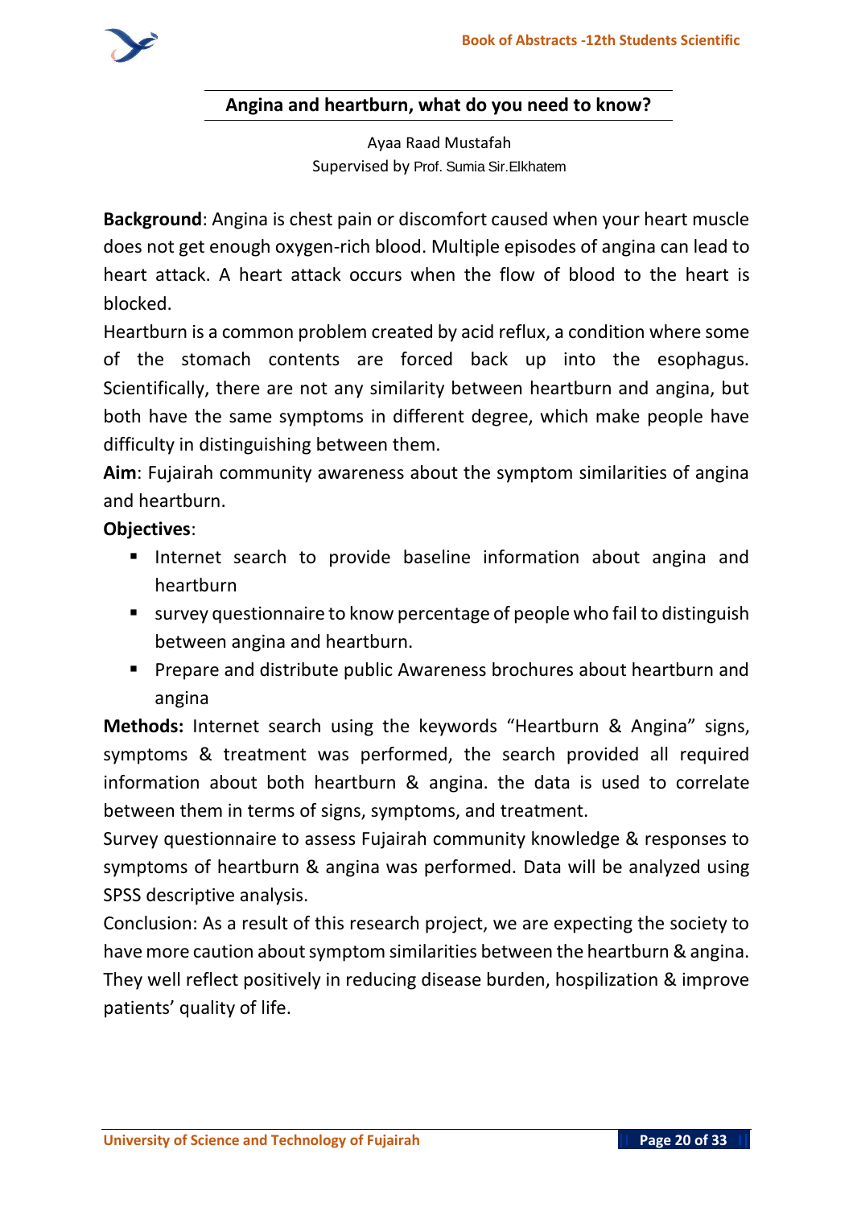## Angina and heartburn, what do you need to know?

Ayaa Raad Mustafah
Supervised by Prof. Sumia Sir.Elkhatem

**Background**: Angina is chest pain or discomfort caused when your heart muscle does not get enough oxygen-rich blood. Multiple episodes of angina can lead to heart attack. A heart attack occurs when the flow of blood to the heart is blocked.

Heartburn is a common problem created by acid reflux, a condition where some of the stomach contents are forced back up into the esophagus. Scientifically, there are not any similarity between heartburn and angina, but both have the same symptoms in different degree, which make people have difficulty in distinguishing between them.

**Aim**: Fujairah community awareness about the symptom similarities of angina and heartburn.

**Objectives**:

- Internet search to provide baseline information about angina and heartburn
- survey questionnaire to know percentage of people who fail to distinguish between angina and heartburn.
- Prepare and distribute public Awareness brochures about heartburn and angina

**Methods:** Internet search using the keywords "Heartburn & Angina" signs, symptoms & treatment was performed, the search provided all required information about both heartburn & angina. the data is used to correlate between them in terms of signs, symptoms, and treatment.

Survey questionnaire to assess Fujairah community knowledge & responses to symptoms of heartburn & angina was performed. Data will be analyzed using SPSS descriptive analysis.

Conclusion: As a result of this research project, we are expecting the society to have more caution about symptom similarities between the heartburn & angina. They well reflect positively in reducing disease burden, hospilization & improve patients' quality of life.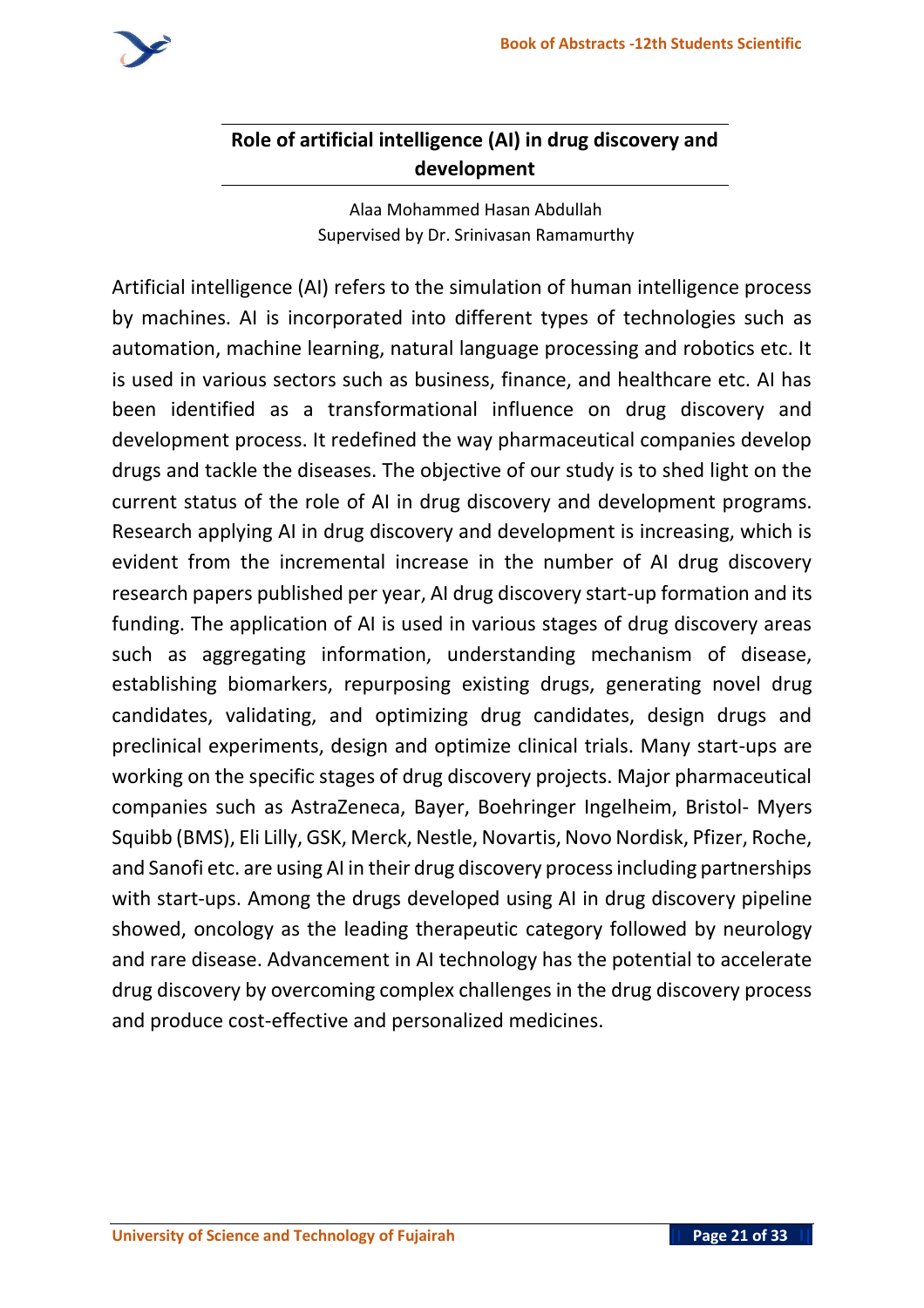## Role of artificial intelligence (AI) in drug discovery and development

Alaa Mohammed Hasan Abdullah
Supervised by Dr. Srinivasan Ramamurthy

Artificial intelligence (AI) refers to the simulation of human intelligence process by machines. AI is incorporated into different types of technologies such as automation, machine learning, natural language processing and robotics etc. It is used in various sectors such as business, finance, and healthcare etc. AI has been identified as a transformational influence on drug discovery and development process. It redefined the way pharmaceutical companies develop drugs and tackle the diseases. The objective of our study is to shed light on the current status of the role of AI in drug discovery and development programs. Research applying AI in drug discovery and development is increasing, which is evident from the incremental increase in the number of AI drug discovery research papers published per year, AI drug discovery start-up formation and its funding. The application of AI is used in various stages of drug discovery areas such as aggregating information, understanding mechanism of disease, establishing biomarkers, repurposing existing drugs, generating novel drug candidates, validating, and optimizing drug candidates, design drugs and preclinical experiments, design and optimize clinical trials. Many start-ups are working on the specific stages of drug discovery projects. Major pharmaceutical companies such as AstraZeneca, Bayer, Boehringer Ingelheim, Bristol- Myers Squibb (BMS), Eli Lilly, GSK, Merck, Nestle, Novartis, Novo Nordisk, Pfizer, Roche, and Sanofi etc. are using AI in their drug discovery process including partnerships with start-ups. Among the drugs developed using AI in drug discovery pipeline showed, oncology as the leading therapeutic category followed by neurology and rare disease. Advancement in AI technology has the potential to accelerate drug discovery by overcoming complex challenges in the drug discovery process and produce cost-effective and personalized medicines.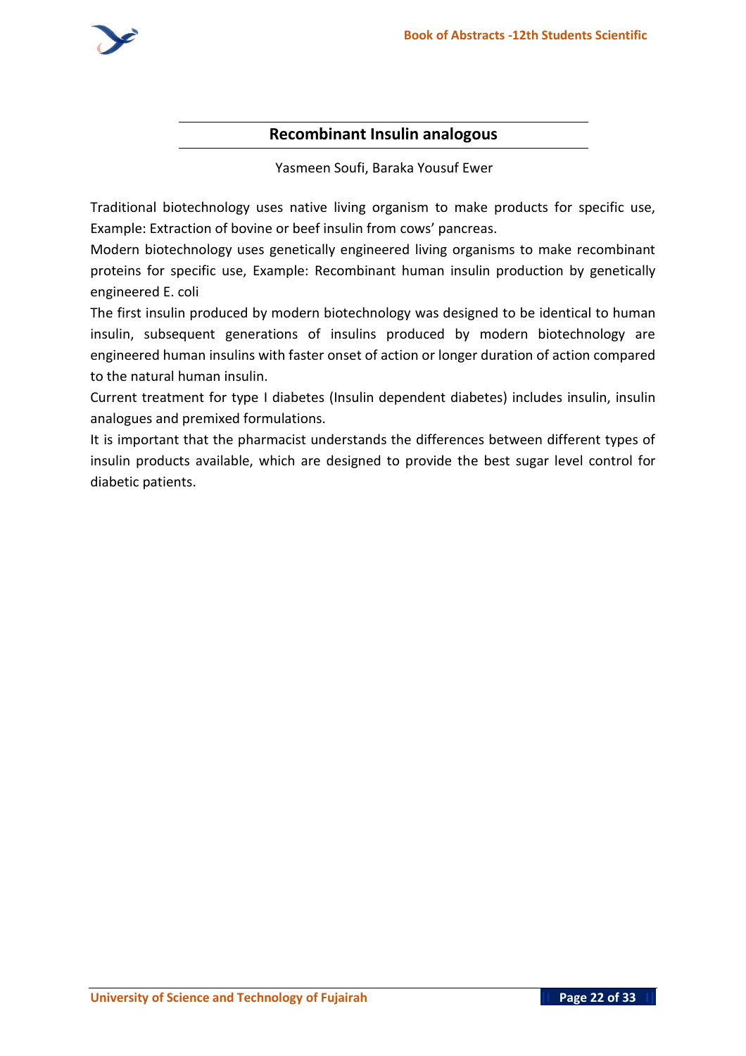## Recombinant Insulin analogous

Yasmeen Soufi, Baraka Yousuf Ewer

Traditional biotechnology uses native living organism to make products for specific use, Example: Extraction of bovine or beef insulin from cows' pancreas.

Modern biotechnology uses genetically engineered living organisms to make recombinant proteins for specific use, Example: Recombinant human insulin production by genetically engineered E. coli

The first insulin produced by modern biotechnology was designed to be identical to human insulin, subsequent generations of insulins produced by modern biotechnology are engineered human insulins with faster onset of action or longer duration of action compared to the natural human insulin.

Current treatment for type I diabetes (Insulin dependent diabetes) includes insulin, insulin analogues and premixed formulations.

It is important that the pharmacist understands the differences between different types of insulin products available, which are designed to provide the best sugar level control for diabetic patients.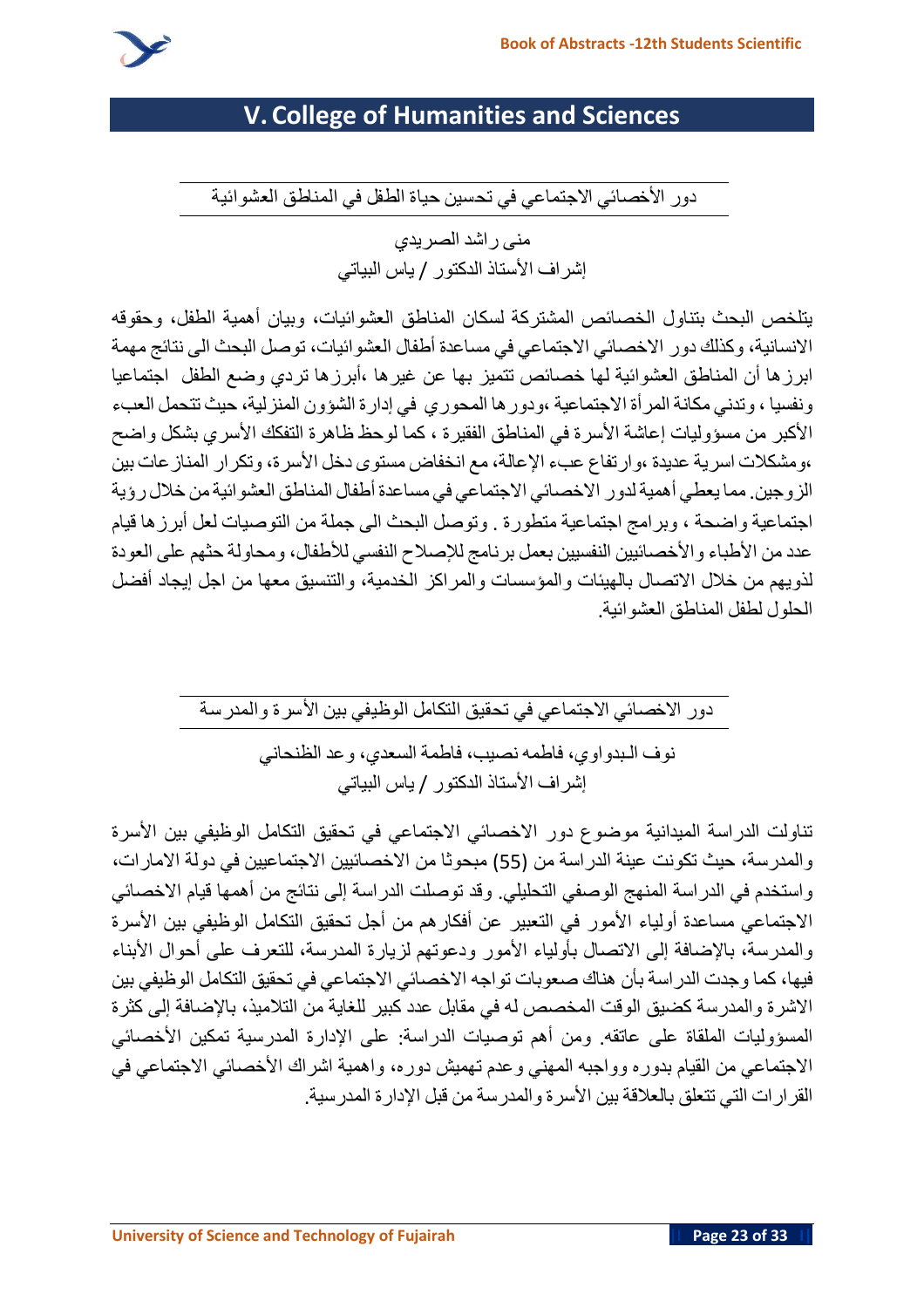# V. College of Humanities and Sciences

## دور الأخصائي الاجتماعي في تحسين حياة الطفل في المناطق العشوائية

منى راشد الصريدي

إشراف الأستاذ الدكتور / ياس البياتي

يتلخص البحث بتناول الخصائص المشتركة لسكان المناطق العشوائيات، وبيان أهمية الطفل، وحقوقه الانسانية، وكذلك دور الاخصائي الاجتماعي في مساعدة أطفال العشوائيات، توصل البحث الى نتائج مهمة ابرزها أن المناطق العشوائية لها خصائص تتميز بها عن غيرها ،أبرزها تردي وضع الطفل اجتماعيا ونفسيا ، وتدني مكانة المرأة الاجتماعية ،ودورها المحوري في إدارة الشؤون المنزلية، حيث تتحمل العبء الأكبر من مسؤوليات إعاشة الأسرة في المناطق الفقيرة ، كما لوحظ ظاهرة التفكك الأسري بشكل واضح ،ومشكلات اسرية عديدة ،وارتفاع عبء الإعالة، مع انخفاض مستوى دخل الأسرة، وتكرار المنازعات بين الزوجين. مما يعطي أهمية لدور الاخصائي الاجتماعي في مساعدة أطفال المناطق العشوائية من خلال رؤية اجتماعية واضحة ، وبرامج اجتماعية متطورة . وتوصل البحث الى جملة من التوصيات لعل أبرزها قيام عدد من الأطباء والأخصائيين النفسيين بعمل برنامج للإصلاح النفسي للأطفال، ومحاولة حثهم على العودة لذويهم من خلال الاتصال بالهيئات والمؤسسات والمراكز الخدمية، والتنسيق معها من اجل إيجاد أفضل الحلول لطفل المناطق العشوائية.

## دور الاخصائي الاجتماعي في تحقيق التكامل الوظيفي بين الأسرة والمدرسة

نوف البدواوي، فاطمه نصيب، فاطمة السعدي، وعد الظنحاني

إشراف الأستاذ الدكتور / ياس البياتي

تناولت الدراسة الميدانية موضوع دور الاخصائي الاجتماعي في تحقيق التكامل الوظيفي بين الأسرة والمدرسة، حيث تكونت عينة الدراسة من (55) مبحوثا من الاخصائيين الاجتماعيين في دولة الامارات، واستخدم في الدراسة المنهج الوصفي التحليلي. وقد توصلت الدراسة إلى نتائج من أهمها قيام الاخصائي الاجتماعي مساعدة أولياء الأمور في التعبير عن أفكارهم من أجل تحقيق التكامل الوظيفي بين الأسرة والمدرسة، بالإضافة إلى الاتصال بأولياء الأمور ودعوتهم لزيارة المدرسة، للتعرف على أحوال الأبناء فيها، كما وجدت الدراسة بأن هناك صعوبات تواجه الاخصائي الاجتماعي في تحقيق التكامل الوظيفي بين الاشرة والمدرسة كضيق الوقت المخصص له في مقابل عدد كبير للغاية من التلاميذ، بالإضافة إلى كثرة المسؤوليات الملقاة على عاتقه. ومن أهم توصيات الدراسة: على الإدارة المدرسية تمكين الأخصائي الاجتماعي من القيام بدوره وواجبه المهني وعدم تهميش دوره، واهمية اشراك الأخصائي الاجتماعي في القرارات التي تتعلق بالعلاقة بين الأسرة والمدرسة من قبل الإدارة المدرسية.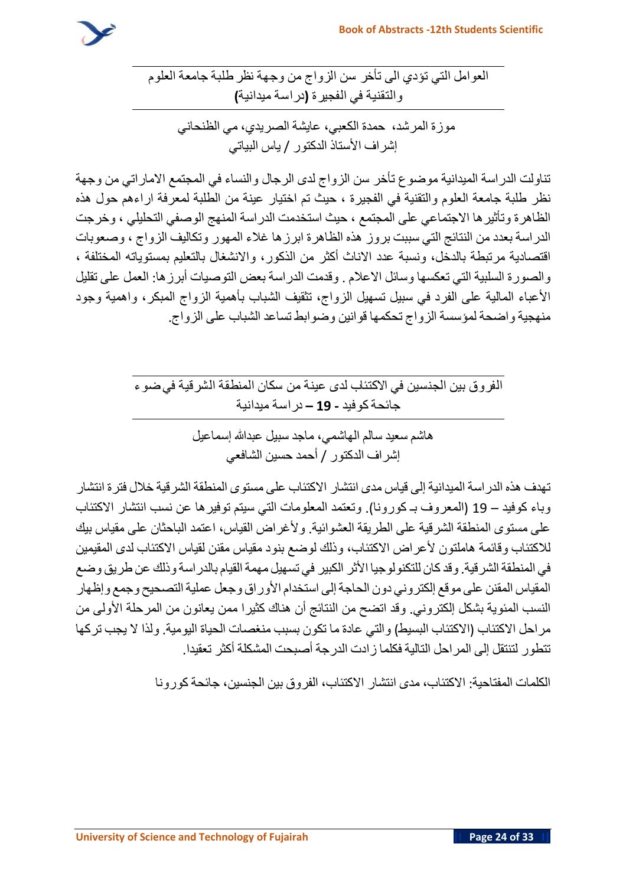## العوامل التي تؤدي الى تأخر سن الزواج من وجهة نظر طلبة جامعة العلوم والتقنية في الفجيرة (دراسة ميدانية)

موزة المرشد، حمدة الكعبي، عايشة الصريدي، مي الظنحاني

إشراف الأستاذ الدكتور / ياس البياتي

تناولت الدراسة الميدانية موضوع تأخر سن الزواج لدى الرجال والنساء في المجتمع الاماراتي من وجهة نظر طلبة جامعة العلوم والتقنية في الفجيرة ، حيث تم اختيار عينة من الطلبة لمعرفة اراءهم حول هذه الظاهرة وتأثيرها الاجتماعي على المجتمع ، حيث استخدمت الدراسة المنهج الوصفي التحليلي ، وخرجت الدراسة بعدد من النتائج التي سببت بروز هذه الظاهرة ابرزها غلاء المهور وتكاليف الزواج ، وصعوبات اقتصادية مرتبطة بالدخل، ونسبة عدد الاناث أكثر من الذكور، والانشغال بالتعليم بمستوياته المختلفة ، والصورة السلبية التي تعكسها وسائل الاعلام . وقدمت الدراسة بعض التوصيات أبرزها: العمل على تقليل الأعباء المالية على الفرد في سبيل تسهيل الزواج، تثقيف الشباب بأهمية الزواج المبكر، واهمية وجود منهجية واضحة لمؤسسة الزواج تحكمها قوانين وضوابط تساعد الشباب على الزواج.

## الفروق بين الجنسين في الاكتئاب لدى عينة من سكان المنطقة الشرقية في ضوء جائحة كوفيد - **19** – دراسة ميدانية

هاشم سعيد سالم الهاشمي، ماجد سبيل عبدالله إسماعيل

إشراف الدكتور / أحمد حسين الشافعي

تهدف هذه الدراسة الميدانية إلى قياس مدى انتشار الاكتئاب على مستوى المنطقة الشرقية خلال فترة انتشار وباء كوفيد – 19 (المعروف بـ كورونا). وتعتمد المعلومات التي سيتم توفيرها عن نسب انتشار الاكتئاب على مستوى المنطقة الشرقية على الطريقة العشوائية. ولأغراض القياس، اعتمد الباحثان على مقياس بيك للاكتئاب وقائمة هاملتون لأعراض الاكتئاب، وذلك لوضع بنود مقياس مقنن لقياس الاكتئاب لدى المقيمين في المنطقة الشرقية. وقد كان للتكنولوجيا الأثر الكبير في تسهيل مهمة القيام بالدراسة وذلك عن طريق وضع المقياس المقنن على موقع إلكتروني دون الحاجة إلى استخدام الأوراق وجعل عملية التصحيح وجمع وإظهار النسب المئوية بشكل إلكتروني. وقد اتضح من النتائج أن هناك كثيرا ممن يعانون من المرحلة الأولى من مراحل الاكتئاب (الاكتئاب البسيط) والتي عادة ما تكون بسبب منغصات الحياة اليومية. ولذا لا يجب تركها تتطور لتنتقل إلى المراحل التالية فكلما زادت الدرجة أصبحت المشكلة أكثر تعقيدا.

الكلمات المفتاحية: الاكتئاب، مدى انتشار الاكتئاب، الفروق بين الجنسين، جائحة كورونا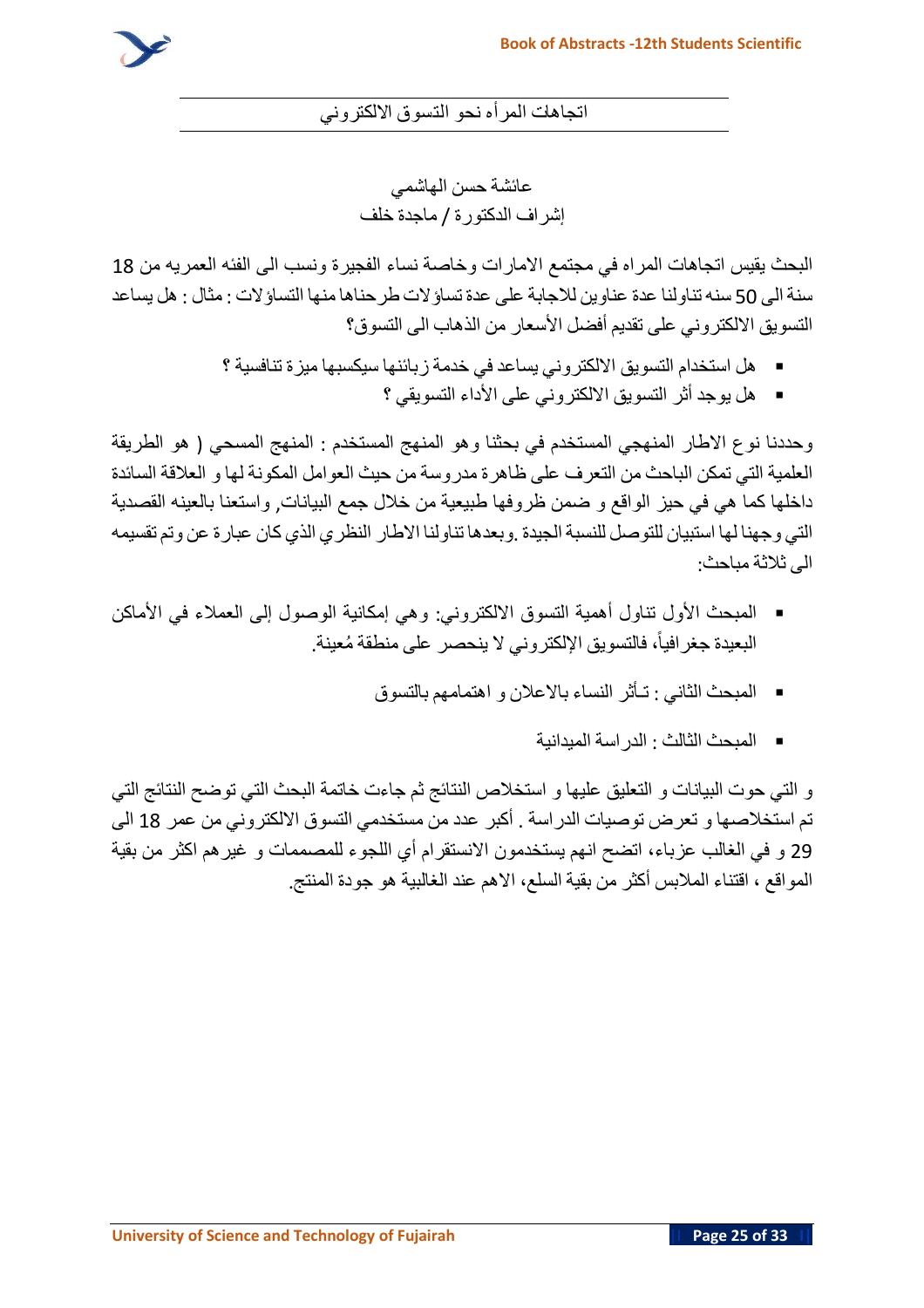## اتجاهات المرأه نحو التسوق الالكتروني

عائشة حسن الهاشمي
إشراف الدكتورة / ماجدة خلف

البحث يقيس اتجاهات المراه في مجتمع الامارات وخاصة نساء الفجيرة ونسب الى الفئه العمريه من 18 سنة الى 50 سنه تناولنا عدة عناوين للاجابة على عدة تساؤلات طرحناها منها التساؤلات : مثال : هل يساعد التسويق الالكتروني على تقديم أفضل الأسعار من الذهاب الى التسوق؟

- هل استخدام التسويق الالكتروني يساعد في خدمة زبائنها سيكسبها ميزة تنافسية ؟
- هل يوجد أثر التسويق الالكتروني على الأداء التسويقي ؟

وحددنا نوع الاطار المنهجي المستخدم في بحثنا وهو المنهج المستخدم : المنهج المسحي ( هو الطريقة العلمية التي تمكن الباحث من التعرف على ظاهرة مدروسة من حيث العوامل المكونة لها و العلاقة السائدة داخلها كما هي في حيز الواقع و ضمن ظروفها طبيعية من خلال جمع البيانات, واستعنا بالعينه القصدية التي وجهنا لها استبيان للتوصل للنسبة الجيدة .وبعدها تناولنا الاطار النظري الذي كان عبارة عن وتم تقسيمه الى ثلاثة مباحث:

- المبحث الأول تناول أهمية التسوق الالكتروني: وهي إمكانية الوصول إلى العملاء في الأماكن البعيدة جغرافياً، فالتسويق الإلكتروني لا ينحصر على منطقة مُعينة.
- المبحث الثاني : تـأثر النساء بالاعلان و اهتمامهم بالتسوق
- المبحث الثالث : الدراسة الميدانية

و التي حوت البيانات و التعليق عليها و استخلاص النتائج ثم جاءت خاتمة البحث التي توضح النتائج التي تم استخلاصها و تعرض توصيات الدراسة . أكبر عدد من مستخدمي التسوق الالكتروني من عمر 18 الى 29 و في الغالب عزباء، اتضح انهم يستخدمون الانستقرام أي اللجوء للمصممات و غيرهم اكثر من بقية المواقع ، اقتناء الملابس أكثر من بقية السلع، الاهم عند الغالبية هو جودة المنتج.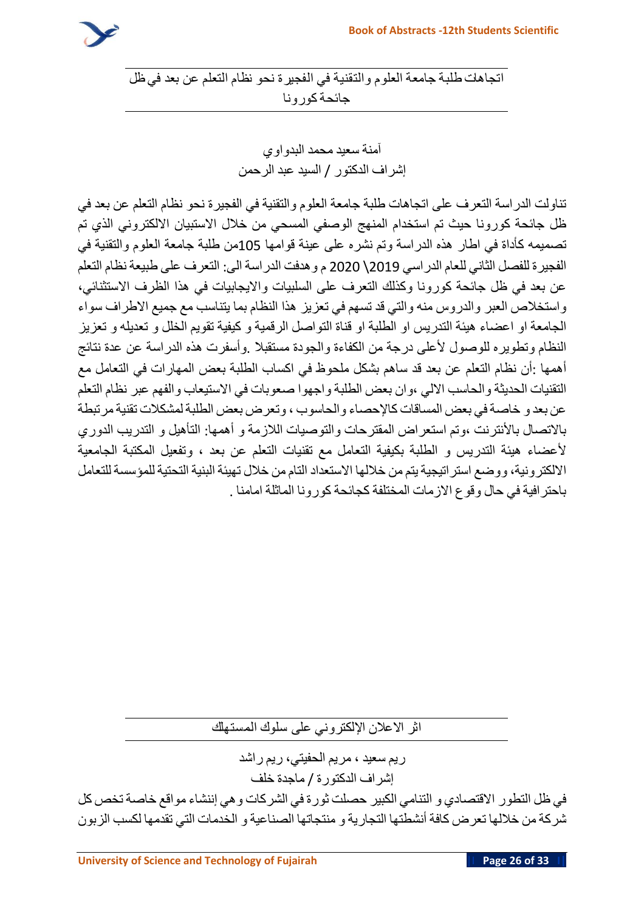## اتجاهات طلبة جامعة العلوم والتقنية في الفجيرة نحو نظام التعلم عن بعد في ظل جائحة كورونا

آمنة سعيد محمد البدواوي

إشراف الدكتور / السيد عبد الرحمن

تناولت الدراسة التعرف على اتجاهات طلبة جامعة العلوم والتقنية في الفجيرة نحو نظام التعلم عن بعد في ظل جائحة كورونا حيث تم استخدام المنهج الوصفي المسحي من خلال الاستبيان الالكتروني الذي تم تصميمه كأداة في اطار هذه الدراسة وتم نشره على عينة قوامها 105من طلبة جامعة العلوم والتقنية في الفجيرة للفصل الثاني للعام الدراسي 2019\ 2020 م وهدفت الدراسة الى: التعرف على طبيعة نظام التعلم عن بعد في ظل جائحة كورونا وكذلك التعرف على السلبيات والايجابيات في هذا الظرف الاستثنائي، واستخلاص العبر والدروس منه والتي قد تسهم في تعزيز هذا النظام بما يتناسب مع جميع الاطراف سواء الجامعة او اعضاء هيئة التدريس او الطلبة او قناة التواصل الرقمية و كيفية تقويم الخلل و تعديله و تعزيز النظام وتطويره للوصول لأعلى درجة من الكفاءة والجودة مستقبلا .وأسفرت هذه الدراسة عن عدة نتائج أهمها :أن نظام التعلم عن بعد قد ساهم بشكل ملحوظ في اكساب الطلبة بعض المهارات في التعامل مع التقنيات الحديثة والحاسب الالي ،وان بعض الطلبة واجهوا صعوبات في الاستيعاب والفهم عبر نظام التعلم عن بعد و خاصة في بعض المساقات كالإحصاء والحاسوب ، وتعرض بعض الطلبة لمشكلات تقنية مرتبطة بالاتصال بالأنترنت ،وتم استعراض المقترحات والتوصيات اللازمة و أهمها: التأهيل و التدريب الدوري لأعضاء هيئة التدريس و الطلبة بكيفية التعامل مع تقنيات التعلم عن بعد ، وتفعيل المكتبة الجامعية الالكترونية، ووضع استراتيجية يتم من خلالها الاستعداد التام من خلال تهيئة البنية التحتية للمؤسسة للتعامل باحترافية في حال وقوع الازمات المختلفة كجائحة كورونا الماثلة امامنا .

## اثر الاعلان الإلكتروني على سلوك المستهلك

ريم سعيد ، مريم الحفيتي، ريم راشد

إشراف الدكتورة / ماجدة خلف

في ظل التطور الاقتصادي و التنامي الكبير حصلت ثورة في الشركات وهي إنشاء مواقع خاصة تخص كل شركة من خلالها تعرض كافة أنشطتها التجارية و منتجاتها الصناعية و الخدمات التي تقدمها لكسب الزبون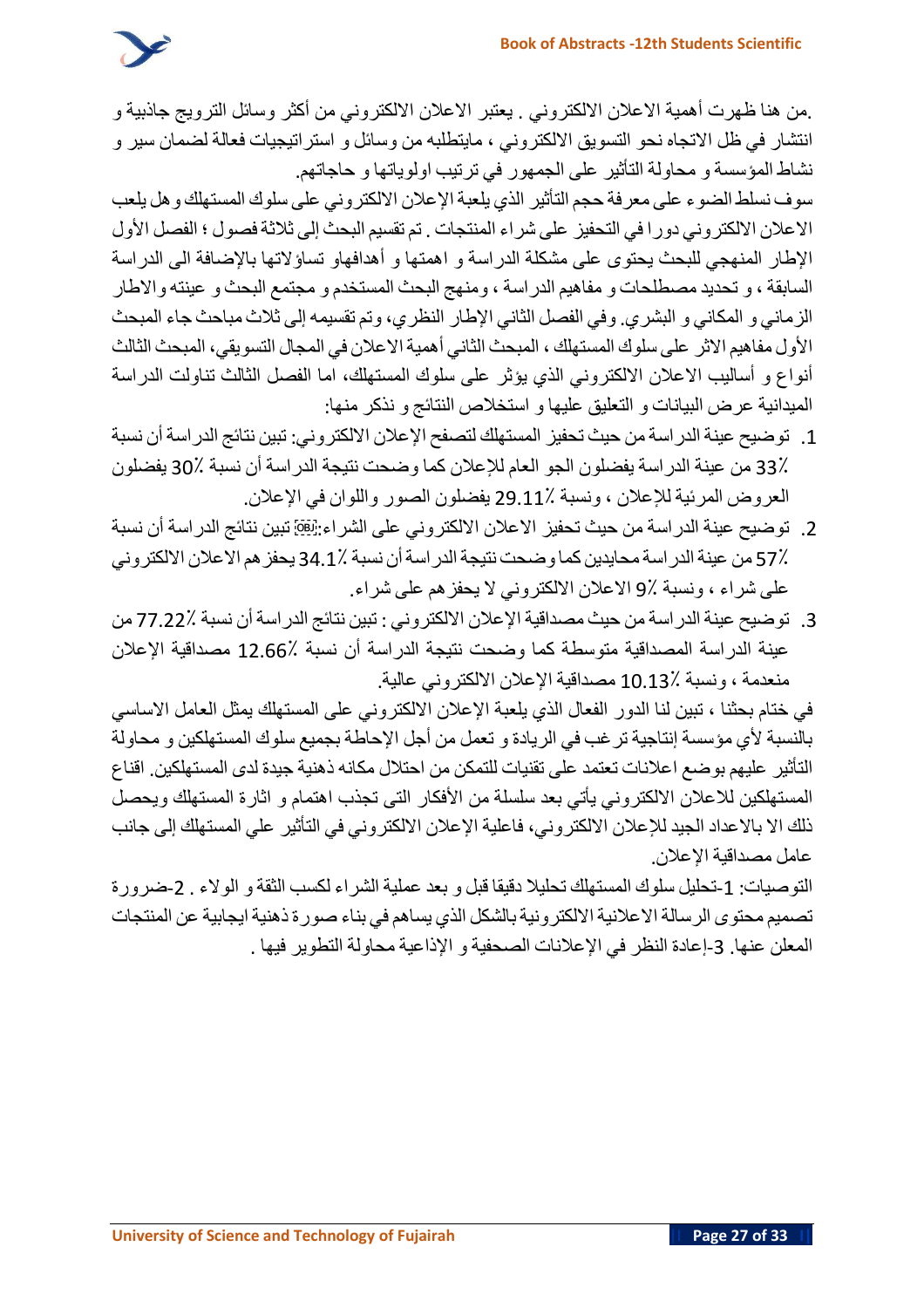.من هنا ظهرت أهمية الاعلان الالكتروني . يعتبر الاعلان الالكتروني من أكثر وسائل الترويج جاذبية و انتشار في ظل الاتجاه نحو التسويق الالكتروني ، مايتطلبه من وسائل و استراتيجيات فعالة لضمان سير و نشاط المؤسسة و محاولة التأثير على الجمهور في ترتيب اولوياتها و حاجاتهم.

سوف نسلط الضوء على معرفة حجم التأثير الذي يلعبة الإعلان الالكتروني على سلوك المستهلك و هل يلعب الاعلان الالكتروني دورا في التحفيز على شراء المنتجات . تم تقسيم البحث إلى ثلاثة فصول ؛ الفصل الأول الإطار المنهجي للبحث يحتوى على مشكلة الدراسة و اهمتها و أهدافهاو تساؤلاتها بالإضافة الى الدراسة السابقة ، و تحديد مصطلحات و مفاهيم الدراسة ، ومنهج البحث المستخدم و مجتمع البحث و عينته والاطار الزماني و المكاني و البشري. وفي الفصل الثاني الإطار النظري، وتم تقسيمه إلى ثلاث مباحث جاء المبحث الأول مفاهيم الاثر على سلوك المستهلك ، المبحث الثاني أهمية الاعلان في المجال التسويقي، المبحث الثالث أنواع و أساليب الاعلان الالكتروني الذي يؤثر على سلوك المستهلك، اما الفصل الثالث تناولت الدراسة الميدانية عرض البيانات و التعليق عليها و استخلاص النتائج و نذكر منها:

1. توضيح عينة الدراسة من حيث تحفيز المستهلك لتصفح الإعلان الالكتروني: تبين نتائج الدراسة أن نسبة 33٪ من عينة الدراسة يفضلون الجو العام للإعلان كما وضحت نتيجة الدراسة أن نسبة 30٪ يفضلون العروض المرئية للإعلان ، ونسبة 29.11٪ يفضلون الصور واللوان في الإعلان.
2. توضيح عينة الدراسة من حيث تحفيز الاعلان الالكتروني على الشراء: تبين نتائج الدراسة أن نسبة 57٪ من عينة الدراسة محايدين كما وضحت نتيجة الدراسة أن نسبة 34.1٪ يحفزهم الاعلان الالكتروني على شراء ، ونسبة 9٪ الاعلان الالكتروني لا يحفزهم على شراء.
3. توضيح عينة الدراسة من حيث مصداقية الإعلان الالكتروني : تبين نتائج الدراسة أن نسبة 77.22٪ من عينة الدراسة المصداقية متوسطة كما وضحت نتيجة الدراسة أن نسبة 12.66٪ مصداقية الإعلان منعدمة ، ونسبة 10.13٪ مصداقية الإعلان الالكتروني عالية.

في ختام بحثنا ، تبين لنا الدور الفعال الذي يلعبة الإعلان الالكتروني على المستهلك يمثل العامل الاساسي بالنسبة لأي مؤسسة إنتاجية ترغب في الريادة و تعمل من أجل الإحاطة بجميع سلوك المستهلكين و محاولة التأثير عليهم بوضع اعلانات تعتمد على تقنيات للتمكن من احتلال مكانه ذهنية جيدة لدى المستهلكين. اقناع المستهلكين للاعلان الالكتروني يأتي بعد سلسلة من الأفكار التى تجذب اهتمام و اثارة المستهلك ويحصل ذلك الا بالاعداد الجيد للإعلان الالكتروني، فاعلية الإعلان الالكتروني في التأثير علي المستهلك إلى جانب عامل مصداقية الإعلان.

التوصيات: 1-تحليل سلوك المستهلك تحليلا دقيقا قبل و بعد عملية الشراء لكسب الثقة و الولاء . 2-ضرورة تصميم محتوى الرسالة الاعلانية الالكترونية بالشكل الذي يساهم في بناء صورة ذهنية ايجابية عن المنتجات المعلن عنها. 3-إعادة النظر في الإعلانات الصحفية و الإذاعية محاولة التطوير فيها .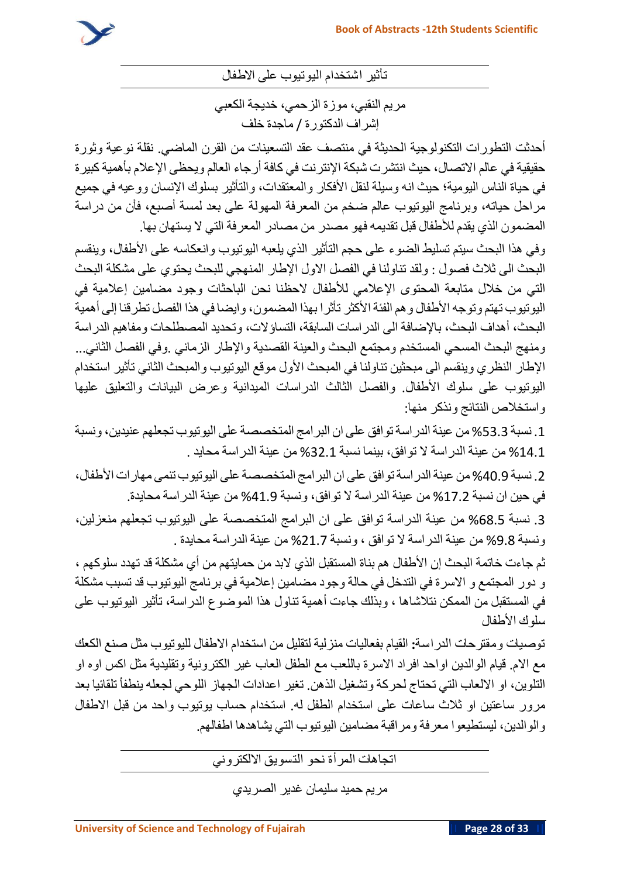## تأثير اشتخدام اليوتيوب على الاطفال

مريم النقبي، موزة الزحمي، خديجة الكعبي
إشراف الدكتورة / ماجدة خلف

أحدثت التطورات التكنولوجية الحديثة في منتصف عقد التسعينات من القرن الماضي. نقلة نوعية وثورة حقيقية في عالم الاتصال، حيث انتشرت شبكة الإنترنت في كافة أرجاء العالم ويحظى الإعلام بأهمية كبيرة في حياة الناس اليومية؛ حيث انه وسيلة لنقل الأفكار والمعتقدات، والتأثير بسلوك الإنسان ووعيه في جميع مراحل حياته، وبرنامج اليوتيوب عالم ضخم من المعرفة المهولة على بعد لمسة أصبع، فأن من دراسة المضمون الذي يقدم للأطفال قبل تقديمه فهو مصدر من مصادر المعرفة التي لا يستهان بها.

وفي هذا البحث سيتم تسليط الضوء على حجم التأثير الذي يلعبه اليوتيوب وانعكاسه على الأطفال، وينقسم البحث الى ثلاث فصول : ولقد تناولنا في الفصل الاول الإطار المنهجي للبحث يحتوي على مشكلة البحث التي من خلال متابعة المحتوى الإعلامي للأطفال لاحظنا نحن الباحثات وجود مضامين إعلامية في اليوتيوب تهتم وتوجه الأطفال وهم الفئة الأكثر تأثرا بهذا المضمون، وايضا في هذا الفصل تطرقنا إلى أهمية البحث، أهداف البحث، بالإضافة الى الدراسات السابقة، التساؤلات، وتحديد المصطلحات ومفاهيم الدراسة ومنهج البحث المسحي المستخدم ومجتمع البحث والعينة القصدية والإطار الزماني .وفي الفصل الثاني... الإطار النظري وينقسم الى مبحثين تناولنا في المبحث الأول موقع اليوتيوب والمبحث الثاني تأثير استخدام اليوتيوب على سلوك الأطفال. والفصل الثالث الدراسات الميدانية وعرض البيانات والتعليق عليها واستخلاص النتائج ونذكر منها:

1. نسبة 53.3% من عينة الدراسة توافق على ان البرامج المتخصصة على اليوتيوب تجعلهم عنيدين، ونسبة 14.1% من عينة الدراسة لا توافق، بينما نسبة 32.1% من عينة الدراسة محايد .

2. نسبة 40.9% من عينة الدراسة توافق على ان البرامج المتخصصة على اليوتيوب تنمي مهارات الأطفال، في حين ان نسبة 17.2% من عينة الدراسة لا توافق، ونسبة 41.9% من عينة الدراسة محايدة.

3. نسبة 68.5% من عينة الدراسة توافق على ان البرامج المتخصصة على اليوتيوب تجعلهم منعزلين، ونسبة 9.8% من عينة الدراسة لا توافق ، ونسبة 21.7% من عينة الدراسة محايدة .

ثم جاءت خاتمة البحث إن الأطفال هم بناة المستقبل الذي لابد من حمايتهم من أي مشكلة قد تهدد سلوكهم ، و دور المجتمع و الاسرة في التدخل في حالة وجود مضامين إعلامية في برنامج اليوتيوب قد تسبب مشكلة في المستقبل من الممكن نتلاشاها ، وبذلك جاءت أهمية تناول هذا الموضوع الدراسة، تأثير اليوتيوب على سلوك الأطفال

توصيات ومقترحات الدراسة: القيام بفعاليات منزلية لتقليل من استخدام الاطفال لليوتيوب مثل صنع الكعك مع الام. قيام الوالدين اواحد افراد الاسرة باللعب مع الطفل العاب غير الكترونية وتقليدية مثل اكس اوه او التلوين، او الالعاب التي تحتاج لحركة وتشغيل الذهن. تغير اعدادات الجهاز اللوحي لجعله ينطفأ تلقائيا بعد مرور ساعتين او ثلاث ساعات على استخدام الطفل له. استخدام حساب يوتيوب واحد من قبل الاطفال والوالدين، ليستطيعوا معرفة ومراقبة مضامين اليوتيوب التي يشاهدها اطفالهم.

## اتجاهات المرأة نحو التسويق الالكتروني

مريم حميد سليمان غدير الصريدي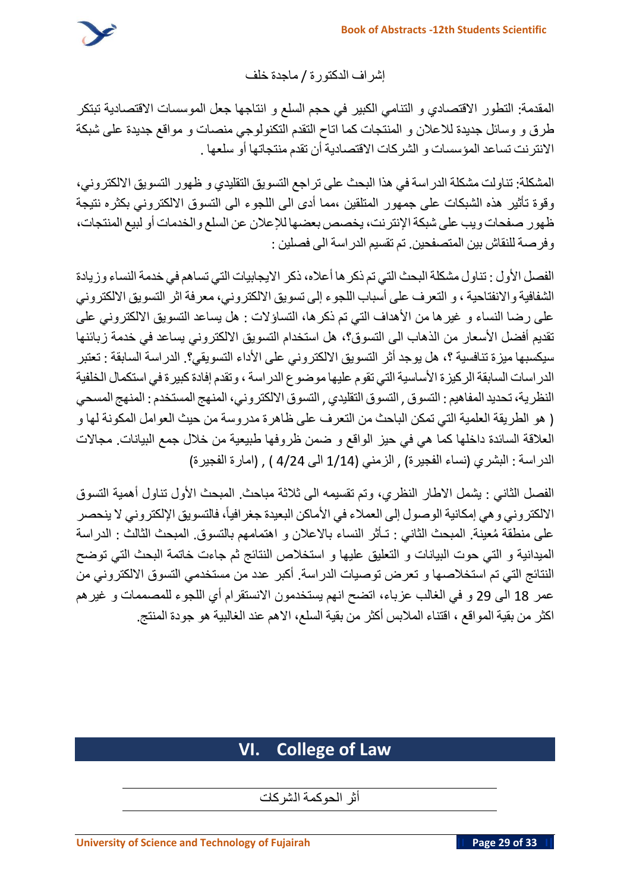إشراف الدكتورة / ماجدة خلف

المقدمة: التطور الاقتصادي و التنامي الكبير في حجم السلع و انتاجها جعل الموسسات الاقتصادية تبتكر طرق و وسائل جديدة للاعلان و المنتجات كما اتاح التقدم التكنولوجي منصات و مواقع جديدة على شبكة الانترنت تساعد المؤسسات و الشركات الاقتصادية أن تقدم منتجاتها أو سلعها .

المشكلة: تناولت مشكلة الدراسة في هذا البحث على تراجع التسويق التقليدي و ظهور التسويق الالكتروني، وقوة تأثير هذه الشبكات على جمهور المتلقين ،مما أدى الى اللجوء الى التسوق الالكتروني بكثره نتيجة ظهور صفحات ويب على شبكة الإنترنت، يخصص بعضها للإعلان عن السلع والخدمات أو لبيع المنتجات، وفرصة للنقاش بين المتصفحين. تم تقسيم الدراسة الى فصلين :

الفصل الأول : تناول مشكلة البحث التي تم ذكرها أعلاه، ذكر الايجابيات التي تساهم في خدمة النساء وزيادة الشفافية والانفتاحية ، و التعرف على أسباب اللجوء إلى تسويق الالكتروني، معرفة اثر التسويق الالكتروني على رضا النساء و غيرها من الأهداف التي تم ذكرها، التساؤلات : هل يساعد التسويق الالكتروني على تقديم أفضل الأسعار من الذهاب الى التسوق؟، هل استخدام التسويق الالكتروني يساعد في خدمة زبائنها سيكسبها ميزة تنافسية ؟، هل يوجد أثر التسويق الالكتروني على الأداء التسويقي؟. الدراسة السابقة : تعتبر الدراسات السابقة الركيزة الأساسية التي تقوم عليها موضوع الدراسة ، وتقدم إفادة كبيرة في استكمال الخلفية النظرية، تحديد المفاهيم : التسوق , التسوق التقليدي , التسوق الالكتروني، المنهج المستخدم : المنهج المسحي ( هو الطريقة العلمية التي تمكن الباحث من التعرف على ظاهرة مدروسة من حيث العوامل المكونة لها و العلاقة السائدة داخلها كما هي في حيز الواقع و ضمن ظروفها طبيعية من خلال جمع البيانات. مجالات الدراسة : البشري (نساء الفجيرة) , الزمني (1/14 الى 4/24 ) , (امارة الفجيرة)

الفصل الثاني : يشمل الاطار النظري، وتم تقسيمه الى ثلاثة مباحث. المبحث الأول تناول أهمية التسوق الالكتروني وهي إمكانية الوصول إلى العملاء في الأماكن البعيدة جغرافياً، فالتسويق الإلكتروني لا ينحصر على منطقة مُعينة. المبحث الثاني : تـأثر النساء بالاعلان و اهتمامهم بالتسوق. المبحث الثالث : الدراسة الميدانية و التي حوت البيانات و التعليق عليها و استخلاص النتائج ثم جاءت خاتمة البحث التي توضح النتائج التي تم استخلاصها و تعرض توصيات الدراسة. أكبر عدد من مستخدمي التسوق الالكتروني من عمر 18 الى 29 و في الغالب عزباء، اتضح انهم يستخدمون الانستقرام أي اللجوء للمصممات و غيرهم اكثر من بقية المواقع ، اقتناء الملابس أكثر من بقية السلع، الاهم عند الغالبية هو جودة المنتج.

# VI. College of Law

## أثر الحوكمة الشركات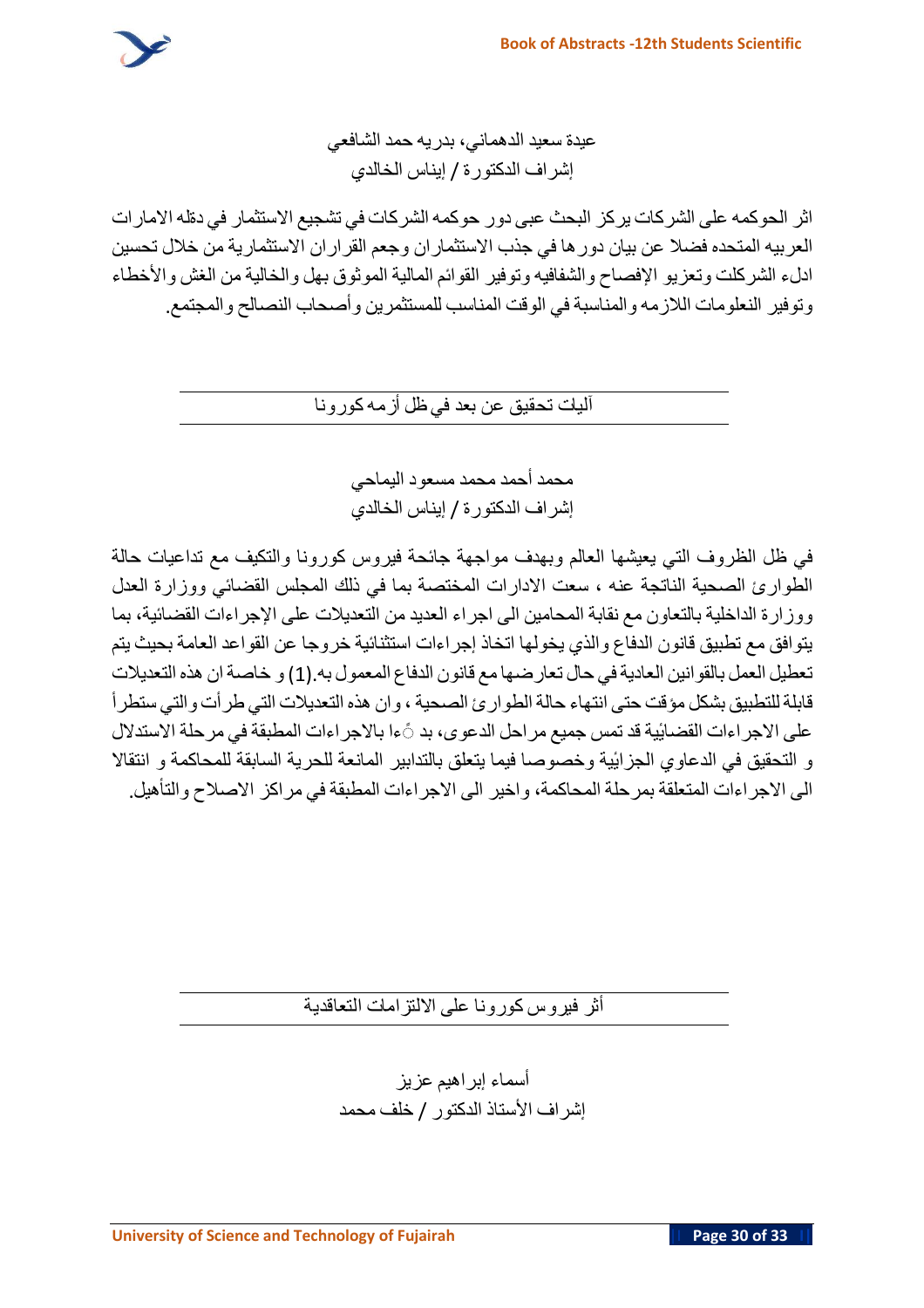عيدة سعيد الدهماني، بدريه حمد الشافعي

إشراف الدكتورة / إيناس الخالدي

اثر الحوكمه على الشركات يركز البحث عبى دور حوكمه الشركات في تشجيع الاستثمار في دقله الامارات العربيه المتحده فضلا عن بيان دورها في جذب الاستثماران وجعم القراران الاستثمارية من خلال تحسين ادلء الشركلت وتعزيو الإفصاح والشفافيه وتوفير القوائم المالية الموثوق بهل والخالية من الغش والأخطاء وتوفير النعلومات اللازمه والمناسبة في الوقت المناسب للمستثمرين وأصحاب النصالح والمجتمع.

---

## آليات تحقيق عن بعد في ظل أزمه كورونا

---

محمد أحمد محمد مسعود اليماحي

إشراف الدكتورة / إيناس الخالدي

في ظل الظروف التي يعيشها العالم وبهدف مواجهة جائحة فيروس كورونا والتكيف مع تداعيات حالة الطوارئ الصحية الناتجة عنه ، سعت الادارات المختصة بما في ذلك المجلس القضائي ووزارة العدل ووزارة الداخلية بالتعاون مع نقابة المحامين الى اجراء العديد من التعديلات على الإجراءات القضائية، بما يتوافق مع تطبيق قانون الدفاع والذي يخولها اتخاذ إجراءات استثنائية خروجا عن القواعد العامة بحيث يتم تعطيل العمل بالقوانين العادية في حال تعارضها مع قانون الدفاع المعمول به.(1) و خاصة ان هذه التعديلات قابلة للتطبيق بشكل مؤقت حتى انتهاء حالة الطوارئ الصحية ، وان هذه التعديلات التي طرأت والتي ستطرأ على الاجراءات القضائية قد تمس جميع مراحل الدعوى، بدءا بالاجراءات المطبقة في مرحلة الاستدلال و التحقيق في الدعاوي الجزائية وخصوصا فيما يتعلق بالتدابير المانعة للحرية السابقة للمحاكمة و انتقالا الى الاجراءات المتعلقة بمرحلة المحاكمة، واخير الى الاجراءات المطبقة في مراكز الاصلاح والتأهيل.

---

## أثر فيروس كورونا على الالتزامات التعاقدية

---

أسماء إبراهيم عزيز

إشراف الأستاذ الدكتور / خلف محمد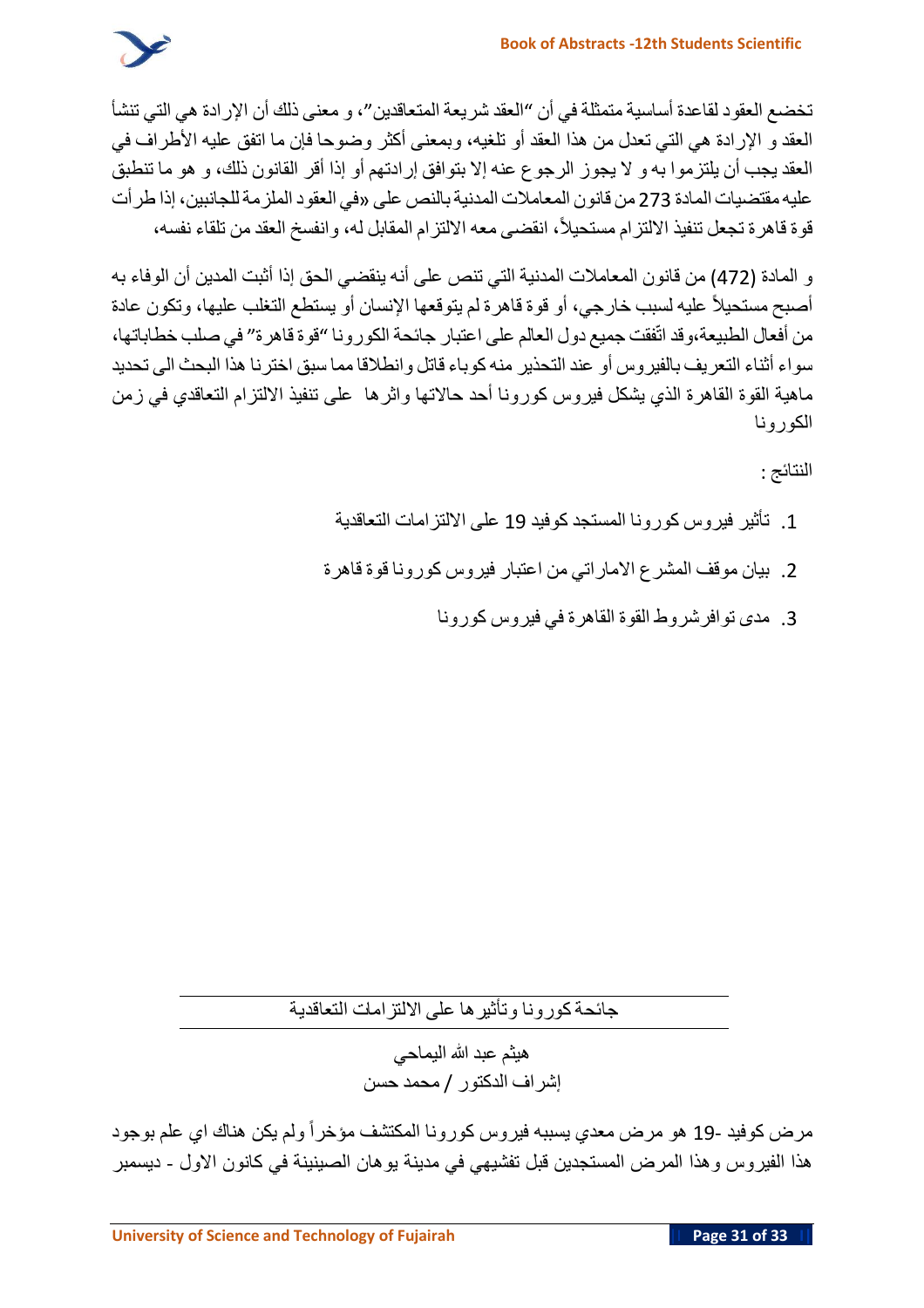تخضع العقود لقاعدة أساسية متمثلة في أن "العقد شريعة المتعاقدين"، و معنى ذلك أن الإرادة هي التي تنشأ العقد و الإرادة هي التي تعدل من هذا العقد أو تلغيه، وبمعنى أكثر وضوحا فإن ما اتفق عليه الأطراف في العقد يجب أن يلتزموا به و لا يجوز الرجوع عنه إلا بتوافق إرادتهم أو إذا أقر القانون ذلك، و هو ما تنطبق عليه مقتضيات المادة 273 من قانون المعاملات المدنية بالنص على «في العقود الملزمة للجانبين، إذا طرأت قوة قاهرة تجعل تنفيذ الالتزام مستحيلاً، انقضى معه الالتزام المقابل له، وانفسخ العقد من تلقاء نفسه،

و المادة (472) من قانون المعاملات المدنية التي تنص على أنه ينقضي الحق إذا أثبت المدين أن الوفاء به أصبح مستحيلاً عليه لسبب خارجي، أو قوة قاهرة لم يتوقعها الإنسان أو يستطع التغلب عليها، وتكون عادة من أفعال الطبيعة،وقد اتّفقت جميع دول العالم على اعتبار جائحة الكورونا "قوة قاهرة" في صلب خطاباتها، سواء أثناء التعريف بالفيروس أو عند التحذير منه كوباء قاتل وانطلاقا مما سبق اخترنا هذا البحث الى تحديد ماهية القوة القاهرة الذي يشكل فيروس كورونا أحد حالاتها واثرها على تنفيذ الالتزام التعاقدي في زمن الكورونا

النتائج :

1. تأثير فيروس كورونا المستجد كوفيد 19 على الالتزامات التعاقدية
2. بيان موقف المشرع الاماراتي من اعتبار فيروس كورونا قوة قاهرة
3. مدى توافرشروط القوة القاهرة في فيروس كورونا

---

## جائحة كورونا وتأثيرها على الالتزامات التعاقدية

هيثم عبد الله اليماحي

إشراف الدكتور / محمد حسن

مرض كوفيد -19 هو مرض معدي يسببه فيروس كورونا المكتشف مؤخراً ولم يكن هناك اي علم بوجود هذا الفيروس وهذا المرض المستجدين قبل تفشيهي في مدينة يوهان الصينينة في كانون الاول - ديسمبر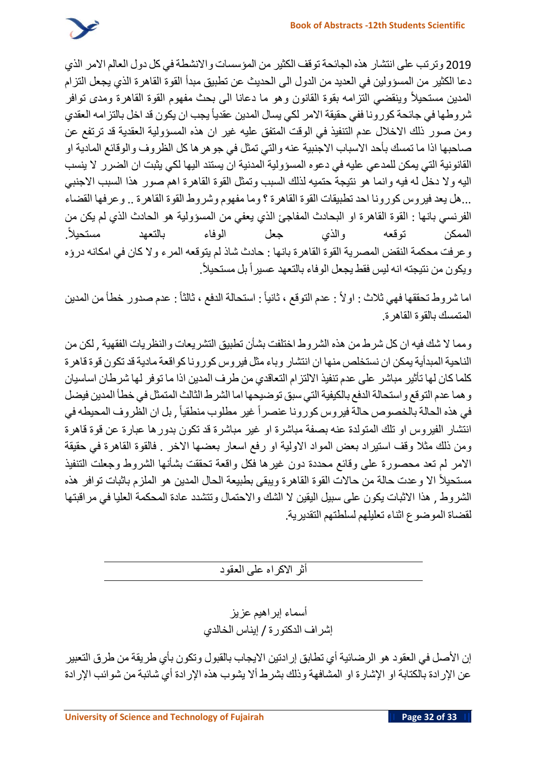2019 وترتب على انتشار هذه الجائحة توقف الكثير من المؤسسات والانشطة في كل دول العالم الامر الذي دعا الكثير من المسؤولين في العديد من الدول الى الحديث عن تطبيق مبدأ القوة القاهرة الذي يجعل التزام المدين مستحيلاً وينقضي التزامه بقوة القانون وهو ما دعانا الى بحث مفهوم القوة القاهرة ومدى توافر شروطها في جائحة كورونا ففي حقيقة الامر لكي يسال المدين عقدياً يجب ان يكون قد اخل بالتزامه العقدي ومن صور ذلك الاخلال عدم التنفيذ في الوقت المتفق عليه غير ان هذه المسؤولية العقدية قد ترتفع عن صاحبها اذا ما تمسك بأحد الاسباب الاجنبية عنه والتي تمثل في جوهرها كل الظروف والوقائع المادية او القانونية التي يمكن للمدعي عليه في دعوه المسؤولية المدنية ان يستند اليها لكي يثبت ان الضرر لا ينسب اليه ولا دخل له فيه وانما هو نتيجة حتميه لذلك السبب وتمثل القوة القاهرة اهم صور هذا السبب الاجنبي ...هل يعد فيروس كورونا احد تطبيقات القوة القاهرة ؟ وما مفهوم وشروط القوة القاهرة .. وعرفها القضاء الفرنسي بانها : القوة القاهرة او الحادث المفاجئ الذي يعفي من المسؤولية هو الحادث الذي لم يكن من الممكن توقعه والذي جعل الوفاء بالتعهد مستحيلاً.

وعرفت محكمة النقض المصرية القوة القاهرة بانها : حادث شاذ لم يتوقعه المرء ولا كان في امكانه درؤه ويكون من نتيجته انه ليس فقط يجعل الوفاء بالتعهد عسيراً بل مستحيلاً.

اما شروط تحققها فهي ثلاث : اولاً : عدم التوقع ، ثانياً : استحالة الدفع ، ثالثاً : عدم صدور خطأ من المدين المتمسك بالقوة القاهرة.

ومما لا شك فيه ان كل شرط من هذه الشروط اختلفت بشأن تطبيق التشريعات والنظريات الفقهية , لكن من الناحية المبدأية يمكن ان نستخلص منها ان انتشار وباء مثل فيروس كورونا كواقعة مادية قد تكون قوة قاهرة كلما كان لها تأثير مباشر على عدم تنفيذ الالتزام التعاقدي من طرف المدين اذا ما توفر لها شرطان اساسيان وهما عدم التوقع واستحالة الدفع بالكيفية التي سبق توضيحها اما الشرط الثالث المتمثل في خطأ المدين فيضل في هذه الحالة بالخصوص حالة فيروس كورونا عنصراً غير مطلوب منطقياً , بل ان الظروف المحيطه في انتشار الفيروس او تلك المتولدة عنه بصفة مباشرة او غير مباشرة قد تكون بدورها عبارة عن قوة قاهرة ومن ذلك مثلا وقف استيراد بعض المواد الاولية او رفع اسعار بعضها الاخر . فالقوة القاهرة في حقيقة الامر لم تعد محصورة على وقائع محددة دون غيرها فكل واقعة تحققت بشأنها الشروط وجعلت التنفيذ مستحيلاً الا وعدت حالة من حالات القوة القاهرة ويبقى بطبيعة الحال المدين هو الملزم باثبات توافر هذه الشروط , هذا الاثبات يكون على سبيل اليقين لا الشك والاحتمال وتتشدد عادة المحكمة العليا في مراقبتها لقضاة الموضوع اثناء تعليلهم لسلطتهم التقديرية.

---

## أثر الاكراه على العقود

---

أسماء إبراهيم عزيز

إشراف الدكتورة / إيناس الخالدي

إن الأصل في العقود هو الرضائية أي تطابق إرادتين الايجاب بالقبول وتكون بأي طريقة من طرق التعبير عن الإرادة بالكتابة او الإشارة او المشافهة وذلك بشرط ألا يشوب هذه الإرادة أي شائبة من شوائب الإرادة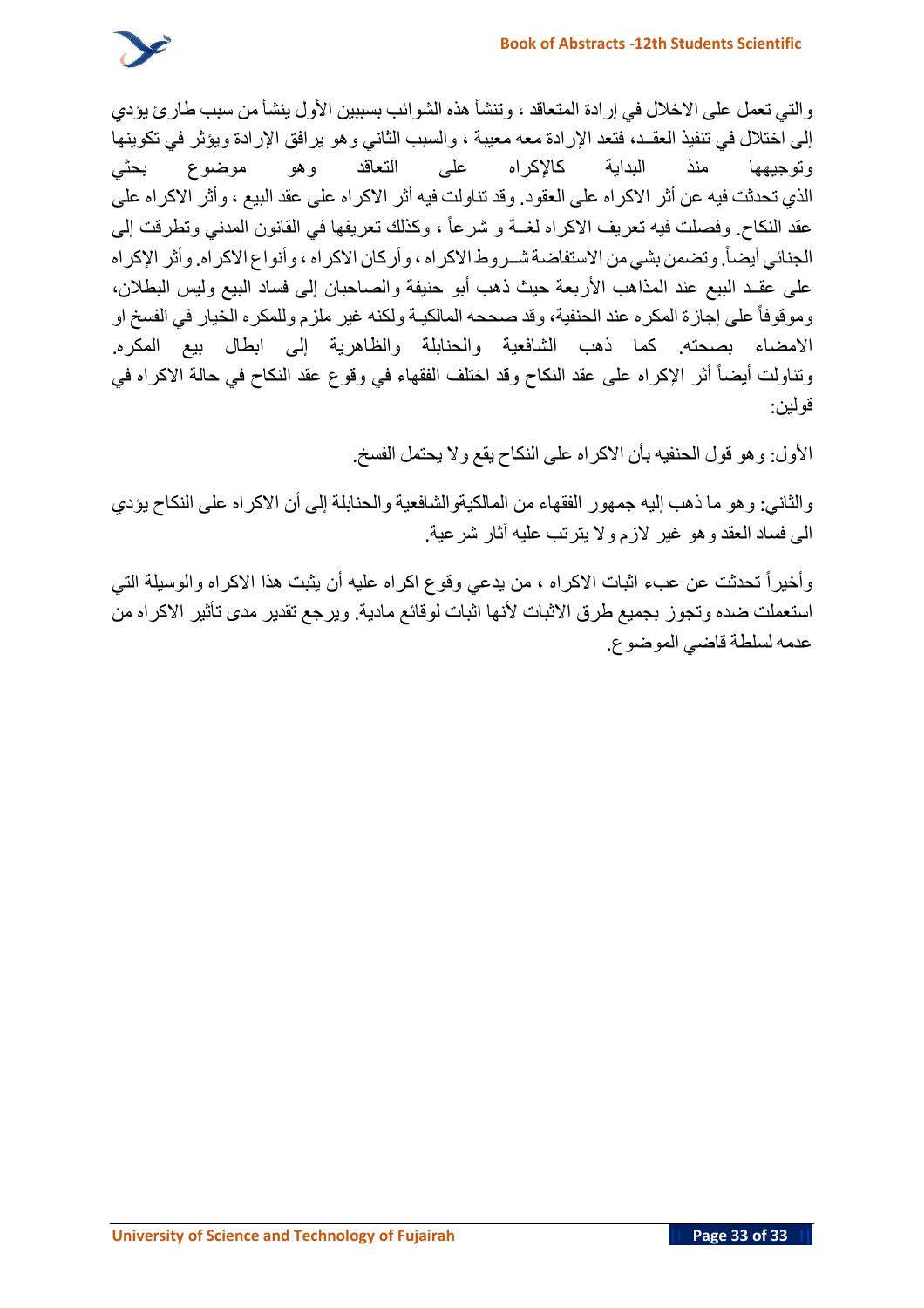والتي تعمل على الاخلال في إرادة المتعاقد ، وتنشأ هذه الشوائب بسببين الأول ينشأ من سبب طارئ يؤدي إلى اختلال في تنفيذ العقـد، فتعد الإرادة معه معيبة ، والسبب الثاني وهو يرافق الإرادة ويؤثر في تكوينها وتوجيهها منذ البداية كالإكراه على التعاقد وهو موضوع بحثي الذي تحدثت فيه عن أثر الاكراه على العقود. وقد تناولت فيه أثر الاكراه على عقد البيع ، وأثر الاكراه على عقد النكاح. وفصلت فيه تعريف الاكراه لغـة و شرعاً ، وكذلك تعريفها في القانون المدني وتطرقت إلى الجنائي أيضاً. وتضمن بشي من الاستفاضة شـروط الاكراه ، وأركان الاكراه ، وأنواع الاكراه. وأثر الإكراه على عقـد البيع عند المذاهب الأربعة حيث ذهب أبو حنيفة والصاحبان إلى فساد البيع وليس البطلان، وموقوفاً على إجازة المكره عند الحنفية، وقد صححه المالكيـة ولكنه غير ملزم وللمكره الخيار في الفسخ او الامضاء بصحته. كما ذهب الشافعية والحنابلة والظاهرية إلى ابطال بيع المكره. وتناولت أيضاً أثر الإكراه على عقد النكاح وقد اختلف الفقهاء في وقوع عقد النكاح في حالة الاكراه في قولين:

الأول: وهو قول الحنفيه بأن الاكراه على النكاح يقع ولا يحتمل الفسخ.

والثاني: وهو ما ذهب إليه جمهور الفقهاء من المالكيةوالشافعية والحنابلة إلى أن الاكراه على النكاح يؤدي الى فساد العقد وهو غير لازم ولا يترتب عليه آثار شرعية.

وأخيراً تحدثت عن عبء اثبات الاكراه ، من يدعي وقوع اكراه عليه أن يثبت هذا الاكراه والوسيلة التي استعملت ضده وتجوز بجميع طرق الاثبات لأنها اثبات لوقائع مادية. ويرجع تقدير مدى تأثير الاكراه من عدمه لسلطة قاضي الموضوع.